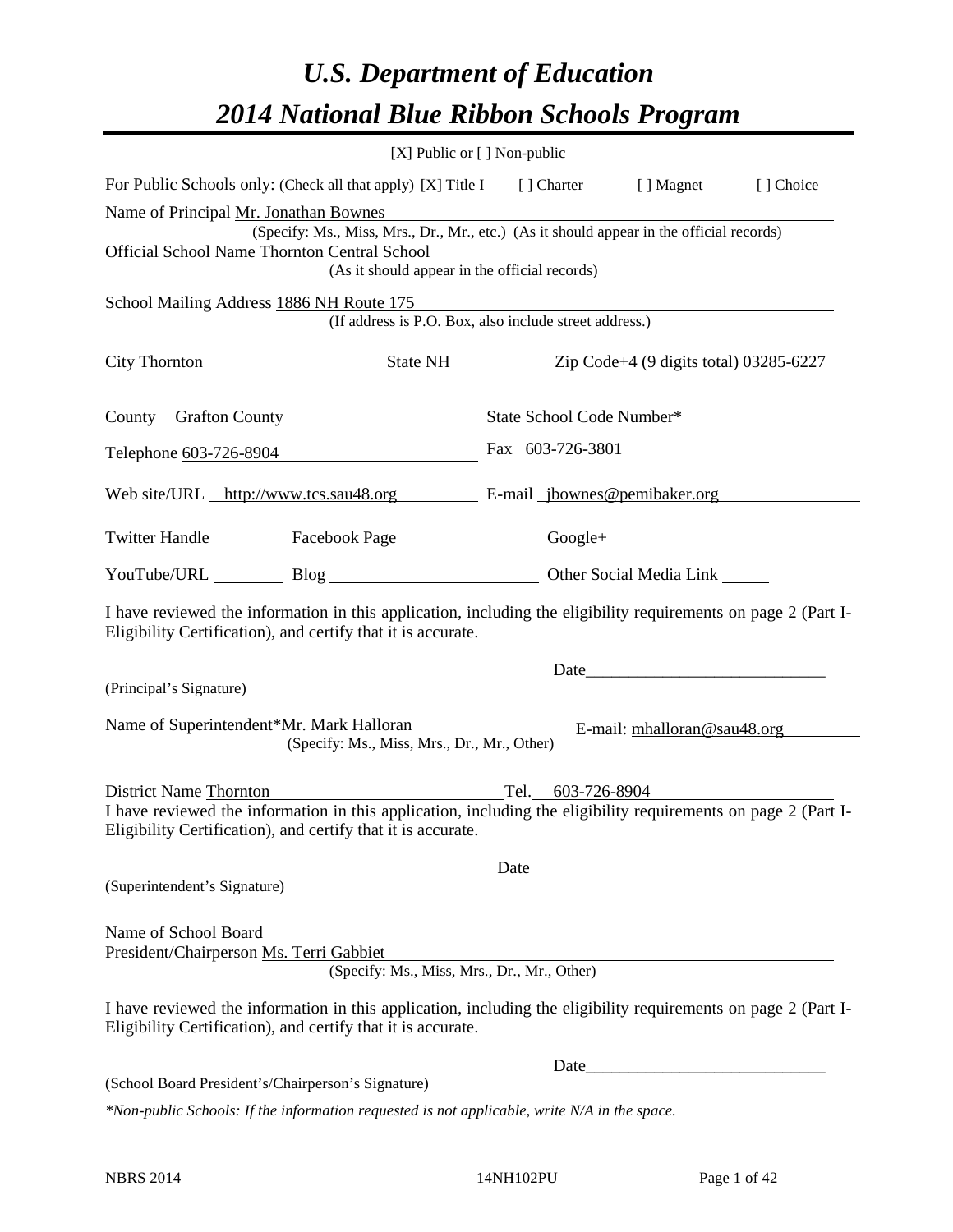# U.S. Department of Education
# 2014 National Blue Ribbon Schools Program

[X] Public or [ ] Non-public

For Public Schools only: (Check all that apply) [X] Title I [ ] Charter [ ] Magnet [ ] Choice

Name of Principal Mr. Jonathan Bownes
(Specify: Ms., Miss, Mrs., Dr., Mr., etc.) (As it should appear in the official records)

Official School Name Thornton Central School
(As it should appear in the official records)

School Mailing Address 1886 NH Route 175
(If address is P.O. Box, also include street address.)

City Thornton State NH Zip Code+4 (9 digits total) 03285-6227

County Grafton County State School Code Number*

Telephone 603-726-8904 Fax 603-726-3801

Web site/URL http://www.tcs.sau48.org E-mail jbownes@pemibaker.org

Twitter Handle Facebook Page Google+

YouTube/URL Blog Other Social Media Link

I have reviewed the information in this application, including the eligibility requirements on page 2 (Part I-Eligibility Certification), and certify that it is accurate.

Date

(Principal's Signature)

Name of Superintendent*Mr. Mark Halloran E-mail: mhalloran@sau48.org
(Specify: Ms., Miss, Mrs., Dr., Mr., Other)

District Name Thornton Tel. 603-726-8904

I have reviewed the information in this application, including the eligibility requirements on page 2 (Part I-Eligibility Certification), and certify that it is accurate.

Date

(Superintendent's Signature)

Name of School Board
President/Chairperson Ms. Terri Gabbiet
(Specify: Ms., Miss, Mrs., Dr., Mr., Other)

I have reviewed the information in this application, including the eligibility requirements on page 2 (Part I-Eligibility Certification), and certify that it is accurate.

Date

(School Board President's/Chairperson's Signature)

*Non-public Schools: If the information requested is not applicable, write N/A in the space.*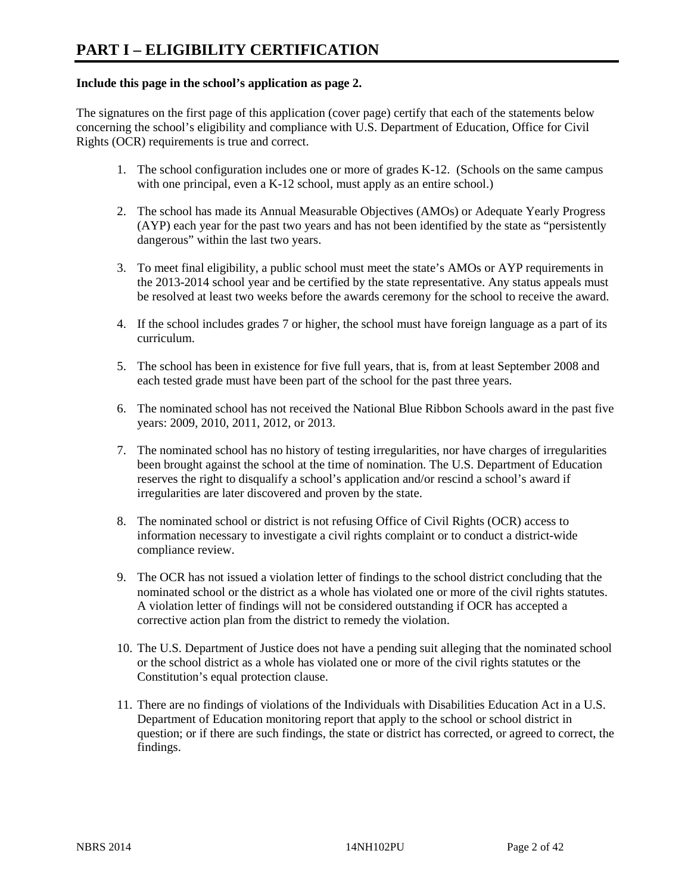# PART I – ELIGIBILITY CERTIFICATION

**Include this page in the school's application as page 2.**

The signatures on the first page of this application (cover page) certify that each of the statements below concerning the school's eligibility and compliance with U.S. Department of Education, Office for Civil Rights (OCR) requirements is true and correct.

1. The school configuration includes one or more of grades K-12. (Schools on the same campus with one principal, even a K-12 school, must apply as an entire school.)

2. The school has made its Annual Measurable Objectives (AMOs) or Adequate Yearly Progress (AYP) each year for the past two years and has not been identified by the state as "persistently dangerous" within the last two years.

3. To meet final eligibility, a public school must meet the state's AMOs or AYP requirements in the 2013-2014 school year and be certified by the state representative. Any status appeals must be resolved at least two weeks before the awards ceremony for the school to receive the award.

4. If the school includes grades 7 or higher, the school must have foreign language as a part of its curriculum.

5. The school has been in existence for five full years, that is, from at least September 2008 and each tested grade must have been part of the school for the past three years.

6. The nominated school has not received the National Blue Ribbon Schools award in the past five years: 2009, 2010, 2011, 2012, or 2013.

7. The nominated school has no history of testing irregularities, nor have charges of irregularities been brought against the school at the time of nomination. The U.S. Department of Education reserves the right to disqualify a school's application and/or rescind a school's award if irregularities are later discovered and proven by the state.

8. The nominated school or district is not refusing Office of Civil Rights (OCR) access to information necessary to investigate a civil rights complaint or to conduct a district-wide compliance review.

9. The OCR has not issued a violation letter of findings to the school district concluding that the nominated school or the district as a whole has violated one or more of the civil rights statutes. A violation letter of findings will not be considered outstanding if OCR has accepted a corrective action plan from the district to remedy the violation.

10. The U.S. Department of Justice does not have a pending suit alleging that the nominated school or the school district as a whole has violated one or more of the civil rights statutes or the Constitution's equal protection clause.

11. There are no findings of violations of the Individuals with Disabilities Education Act in a U.S. Department of Education monitoring report that apply to the school or school district in question; or if there are such findings, the state or district has corrected, or agreed to correct, the findings.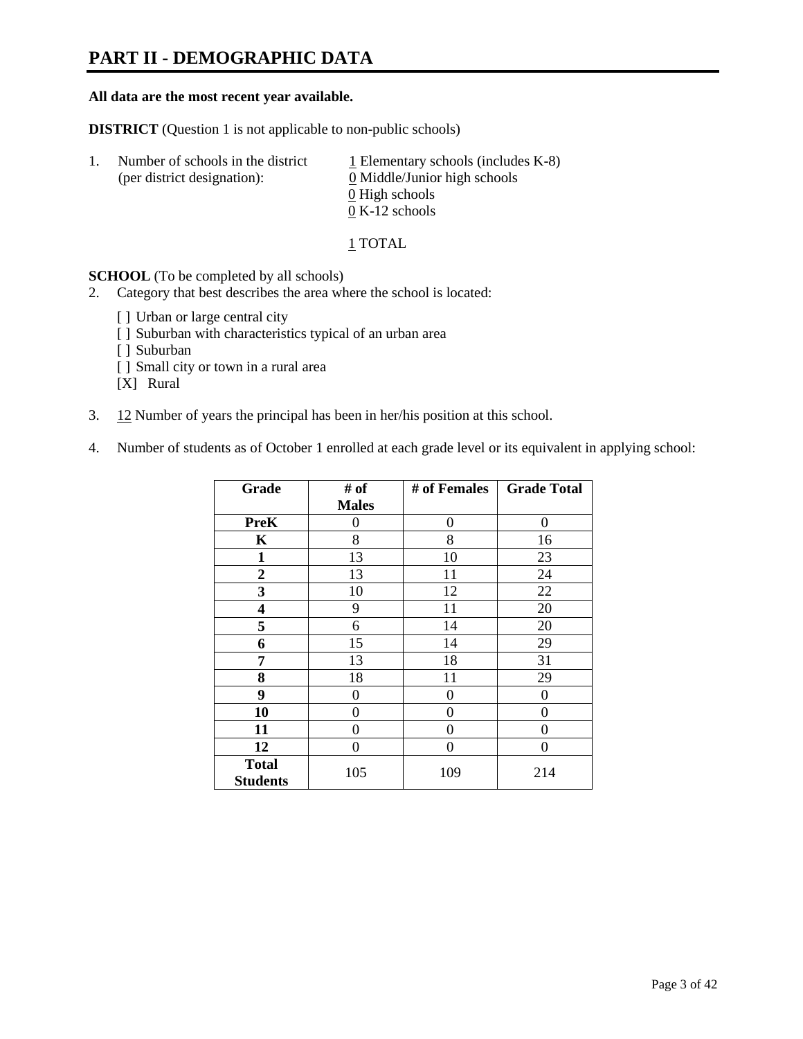# PART II - DEMOGRAPHIC DATA

**All data are the most recent year available.**

**DISTRICT** (Question 1 is not applicable to non-public schools)

1. Number of schools in the district (per district designation):
   - 1 Elementary schools (includes K-8)
   - 0 Middle/Junior high schools
   - 0 High schools
   - 0 K-12 schools

   1 TOTAL

**SCHOOL** (To be completed by all schools)

2. Category that best describes the area where the school is located:

   [ ] Urban or large central city
   [ ] Suburban with characteristics typical of an urban area
   [ ] Suburban
   [ ] Small city or town in a rural area
   [X] Rural

3. 12 Number of years the principal has been in her/his position at this school.

4. Number of students as of October 1 enrolled at each grade level or its equivalent in applying school:

| Grade | # of Males | # of Females | Grade Total |
|---|---|---|---|
| **PreK** | 0 | 0 | 0 |
| **K** | 8 | 8 | 16 |
| **1** | 13 | 10 | 23 |
| **2** | 13 | 11 | 24 |
| **3** | 10 | 12 | 22 |
| **4** | 9 | 11 | 20 |
| **5** | 6 | 14 | 20 |
| **6** | 15 | 14 | 29 |
| **7** | 13 | 18 | 31 |
| **8** | 18 | 11 | 29 |
| **9** | 0 | 0 | 0 |
| **10** | 0 | 0 | 0 |
| **11** | 0 | 0 | 0 |
| **12** | 0 | 0 | 0 |
| **Total Students** | 105 | 109 | 214 |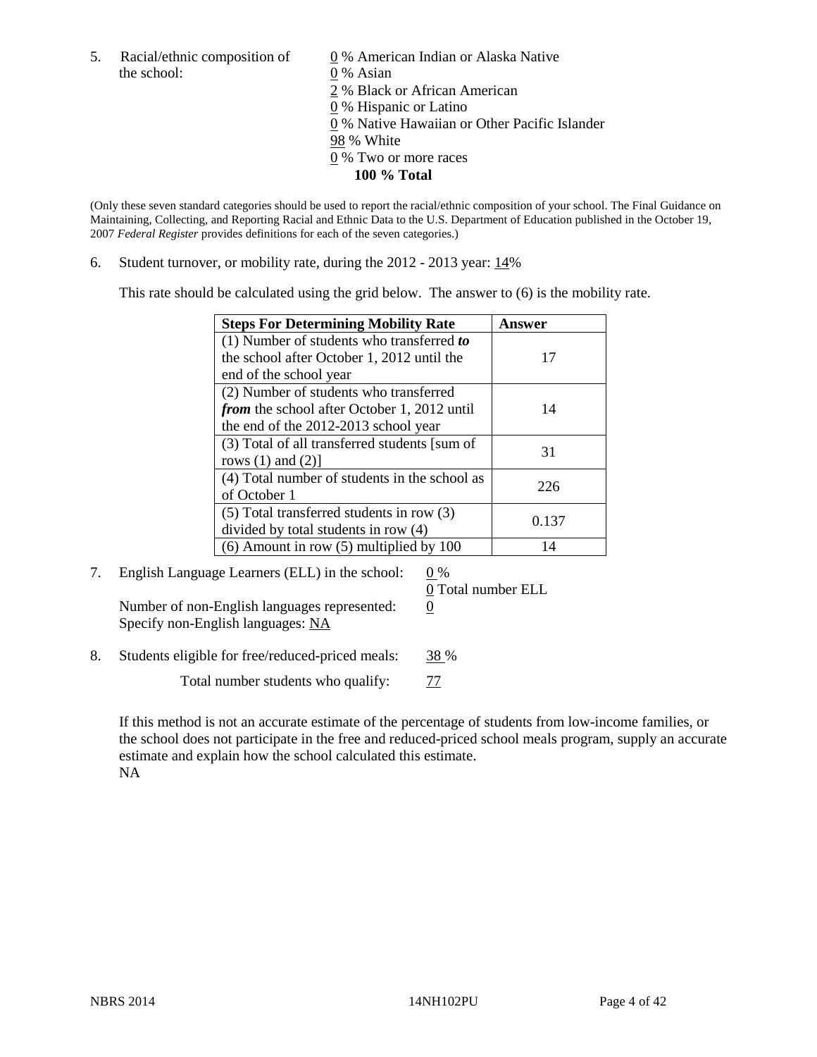5. Racial/ethnic composition of the school:

0 % American Indian or Alaska Native
0 % Asian
2 % Black or African American
0 % Hispanic or Latino
0 % Native Hawaiian or Other Pacific Islander
98 % White
0 % Two or more races
**100 % Total**

(Only these seven standard categories should be used to report the racial/ethnic composition of your school. The Final Guidance on Maintaining, Collecting, and Reporting Racial and Ethnic Data to the U.S. Department of Education published in the October 19, 2007 *Federal Register* provides definitions for each of the seven categories.)

6. Student turnover, or mobility rate, during the 2012 - 2013 year: 14%

This rate should be calculated using the grid below. The answer to (6) is the mobility rate.

| **Steps For Determining Mobility Rate** | **Answer** |
|---|---|
| (1) Number of students who transferred ***to*** the school after October 1, 2012 until the end of the school year | 17 |
| (2) Number of students who transferred ***from*** the school after October 1, 2012 until the end of the 2012-2013 school year | 14 |
| (3) Total of all transferred students [sum of rows (1) and (2)] | 31 |
| (4) Total number of students in the school as of October 1 | 226 |
| (5) Total transferred students in row (3) divided by total students in row (4) | 0.137 |
| (6) Amount in row (5) multiplied by 100 | 14 |

7. English Language Learners (ELL) in the school: 0 %
0 Total number ELL

Number of non-English languages represented: 0
Specify non-English languages: NA

8. Students eligible for free/reduced-priced meals: 38 %

Total number students who qualify: 77

If this method is not an accurate estimate of the percentage of students from low-income families, or the school does not participate in the free and reduced-priced school meals program, supply an accurate estimate and explain how the school calculated this estimate.
NA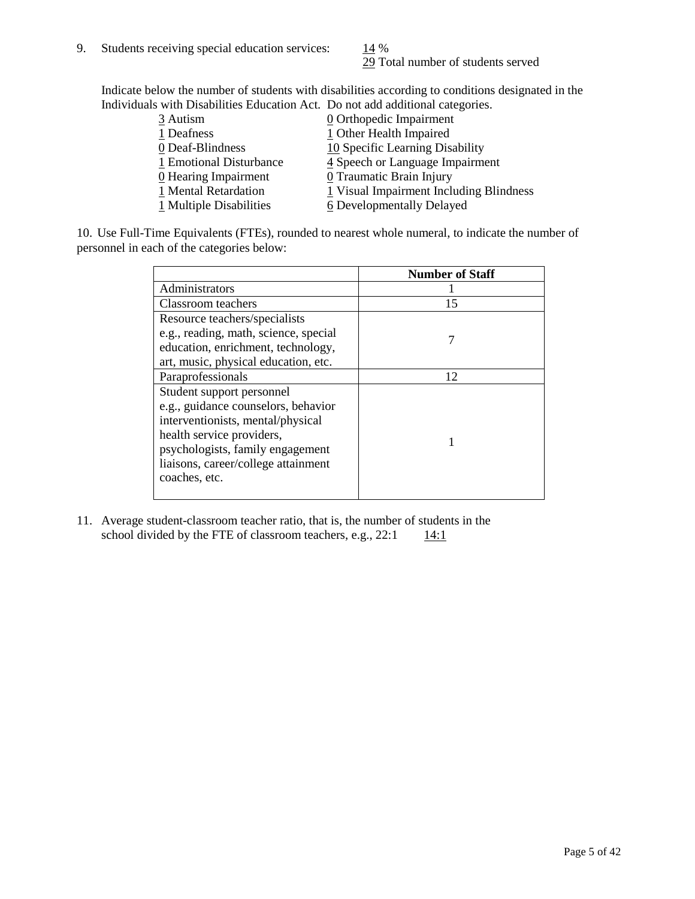9. Students receiving special education services: 14 %

   29 Total number of students served

   Indicate below the number of students with disabilities according to conditions designated in the Individuals with Disabilities Education Act. Do not add additional categories.

   3 Autism
   1 Deafness
   0 Deaf-Blindness
   1 Emotional Disturbance
   0 Hearing Impairment
   1 Mental Retardation
   1 Multiple Disabilities
   0 Orthopedic Impairment
   1 Other Health Impaired
   10 Specific Learning Disability
   4 Speech or Language Impairment
   0 Traumatic Brain Injury
   1 Visual Impairment Including Blindness
   6 Developmentally Delayed

10. Use Full-Time Equivalents (FTEs), rounded to nearest whole numeral, to indicate the number of personnel in each of the categories below:

| | Number of Staff |
|---|---|
| Administrators | 1 |
| Classroom teachers | 15 |
| Resource teachers/specialists e.g., reading, math, science, special education, enrichment, technology, art, music, physical education, etc. | 7 |
| Paraprofessionals | 12 |
| Student support personnel e.g., guidance counselors, behavior interventionists, mental/physical health service providers, psychologists, family engagement liaisons, career/college attainment coaches, etc. | 1 |

11. Average student-classroom teacher ratio, that is, the number of students in the school divided by the FTE of classroom teachers, e.g., 22:1 14:1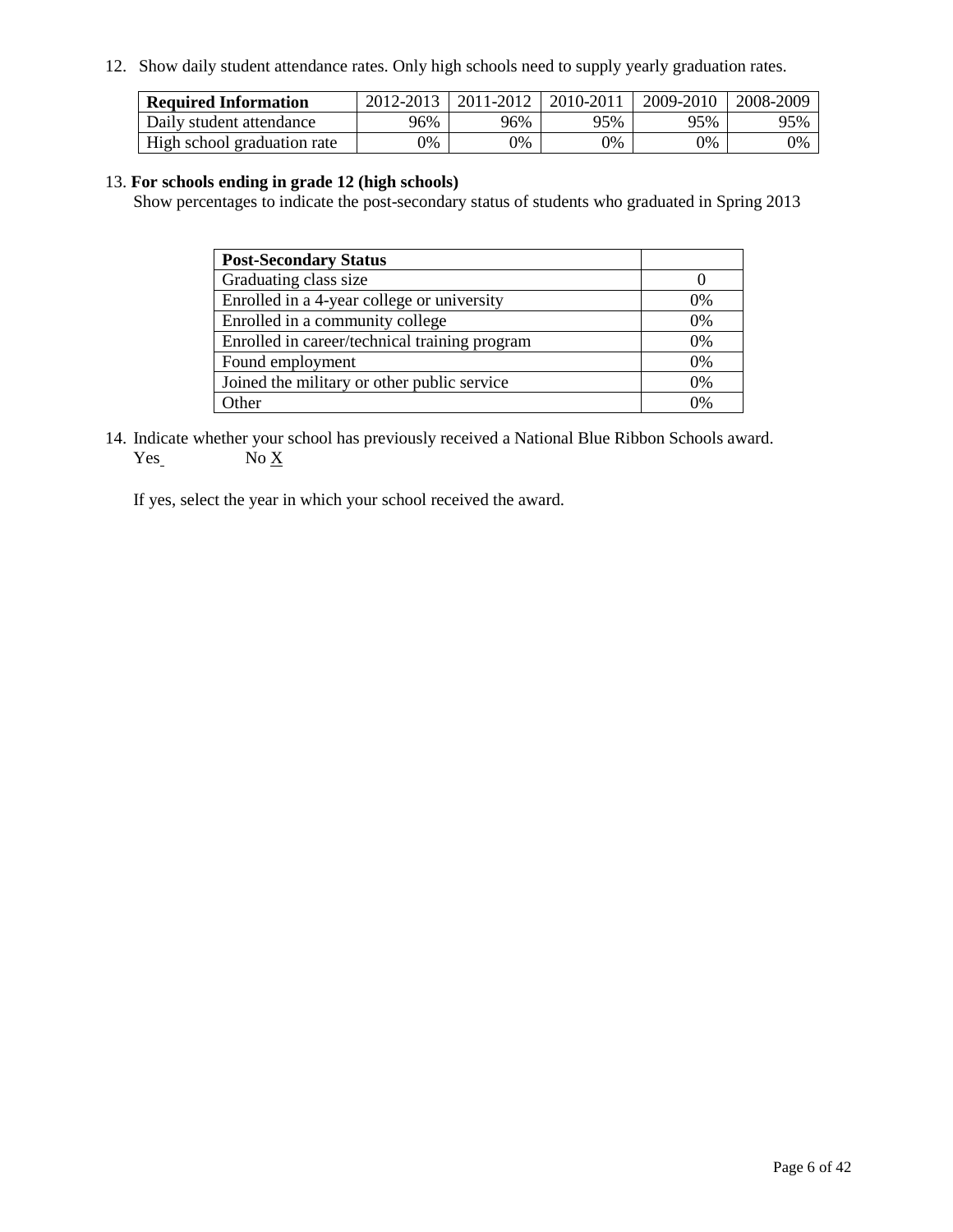12. Show daily student attendance rates. Only high schools need to supply yearly graduation rates.

| **Required Information** | 2012-2013 | 2011-2012 | 2010-2011 | 2009-2010 | 2008-2009 |
|---|---|---|---|---|---|
| Daily student attendance | 96% | 96% | 95% | 95% | 95% |
| High school graduation rate | 0% | 0% | 0% | 0% | 0% |

13. **For schools ending in grade 12 (high schools)**

Show percentages to indicate the post-secondary status of students who graduated in Spring 2013

| **Post-Secondary Status** | |
|---|---|
| Graduating class size | 0 |
| Enrolled in a 4-year college or university | 0% |
| Enrolled in a community college | 0% |
| Enrolled in career/technical training program | 0% |
| Found employment | 0% |
| Joined the military or other public service | 0% |
| Other | 0% |

14. Indicate whether your school has previously received a National Blue Ribbon Schools award.

Yes    No X

If yes, select the year in which your school received the award.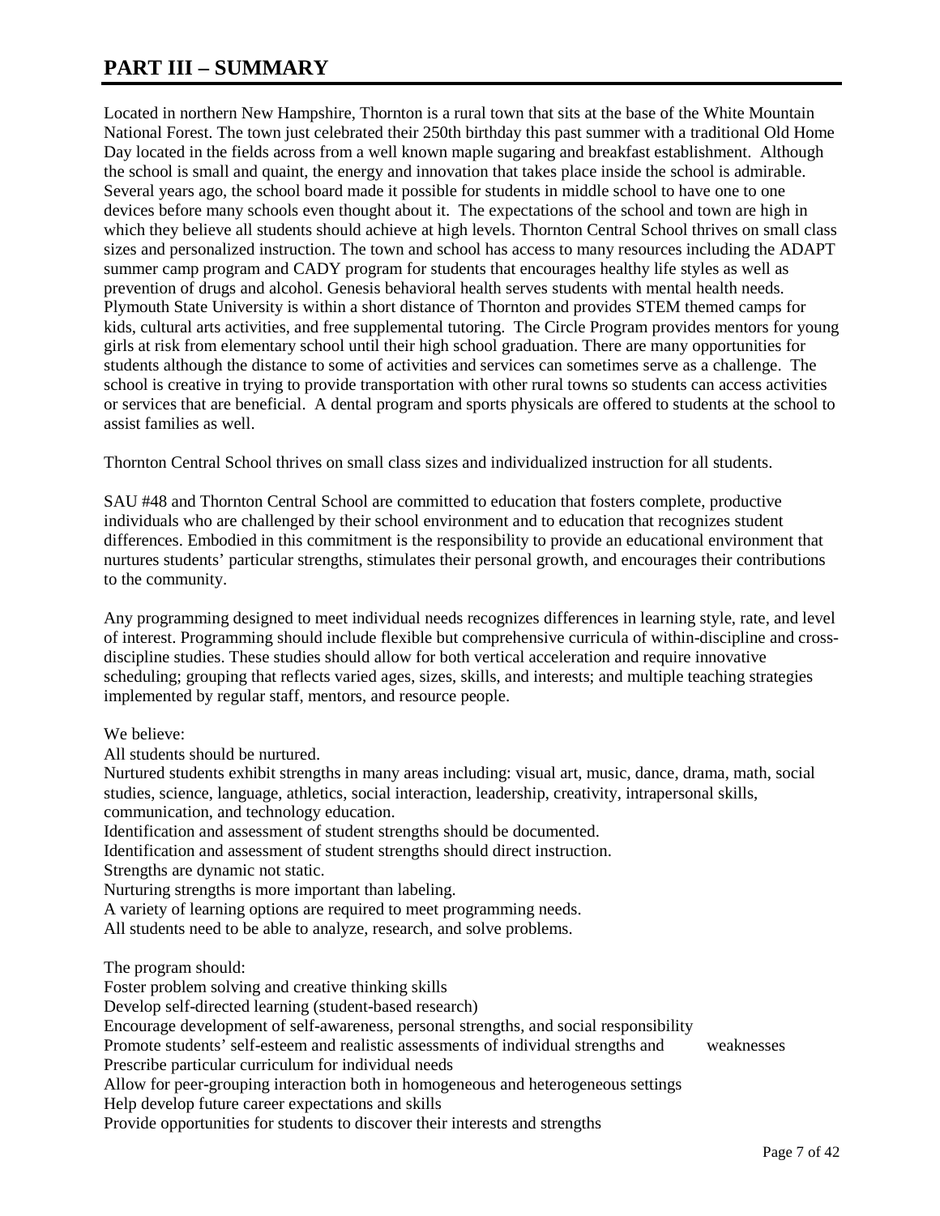# PART III – SUMMARY

Located in northern New Hampshire, Thornton is a rural town that sits at the base of the White Mountain National Forest. The town just celebrated their 250th birthday this past summer with a traditional Old Home Day located in the fields across from a well known maple sugaring and breakfast establishment. Although the school is small and quaint, the energy and innovation that takes place inside the school is admirable. Several years ago, the school board made it possible for students in middle school to have one to one devices before many schools even thought about it. The expectations of the school and town are high in which they believe all students should achieve at high levels. Thornton Central School thrives on small class sizes and personalized instruction. The town and school has access to many resources including the ADAPT summer camp program and CADY program for students that encourages healthy life styles as well as prevention of drugs and alcohol. Genesis behavioral health serves students with mental health needs. Plymouth State University is within a short distance of Thornton and provides STEM themed camps for kids, cultural arts activities, and free supplemental tutoring. The Circle Program provides mentors for young girls at risk from elementary school until their high school graduation. There are many opportunities for students although the distance to some of activities and services can sometimes serve as a challenge. The school is creative in trying to provide transportation with other rural towns so students can access activities or services that are beneficial. A dental program and sports physicals are offered to students at the school to assist families as well.

Thornton Central School thrives on small class sizes and individualized instruction for all students.

SAU #48 and Thornton Central School are committed to education that fosters complete, productive individuals who are challenged by their school environment and to education that recognizes student differences. Embodied in this commitment is the responsibility to provide an educational environment that nurtures students' particular strengths, stimulates their personal growth, and encourages their contributions to the community.

Any programming designed to meet individual needs recognizes differences in learning style, rate, and level of interest. Programming should include flexible but comprehensive curricula of within-discipline and cross-discipline studies. These studies should allow for both vertical acceleration and require innovative scheduling; grouping that reflects varied ages, sizes, skills, and interests; and multiple teaching strategies implemented by regular staff, mentors, and resource people.

We believe:
All students should be nurtured.
Nurtured students exhibit strengths in many areas including: visual art, music, dance, drama, math, social studies, science, language, athletics, social interaction, leadership, creativity, intrapersonal skills, communication, and technology education.
Identification and assessment of student strengths should be documented.
Identification and assessment of student strengths should direct instruction.
Strengths are dynamic not static.
Nurturing strengths is more important than labeling.
A variety of learning options are required to meet programming needs.
All students need to be able to analyze, research, and solve problems.

The program should:
Foster problem solving and creative thinking skills
Develop self-directed learning (student-based research)
Encourage development of self-awareness, personal strengths, and social responsibility
Promote students' self-esteem and realistic assessments of individual strengths and weaknesses
Prescribe particular curriculum for individual needs
Allow for peer-grouping interaction both in homogeneous and heterogeneous settings
Help develop future career expectations and skills
Provide opportunities for students to discover their interests and strengths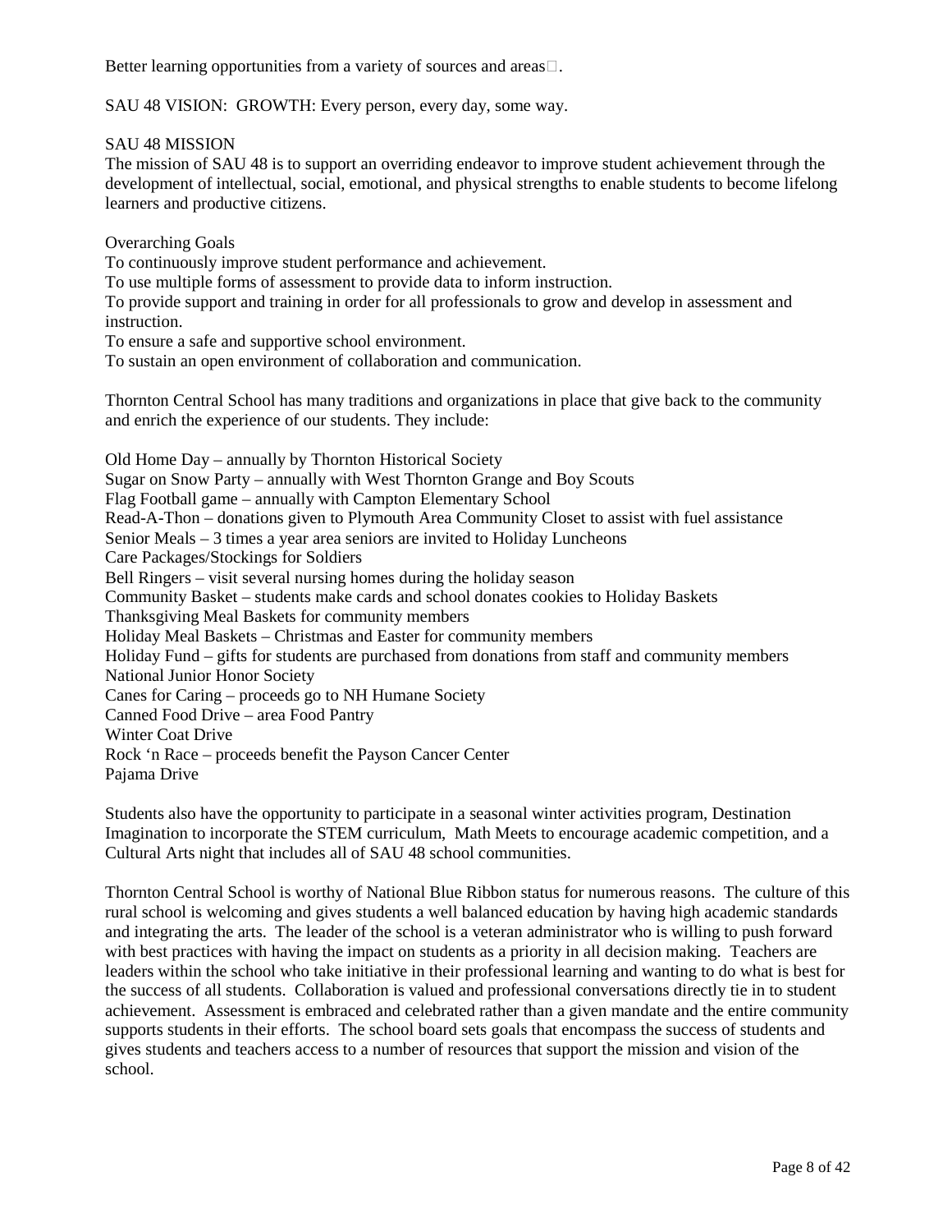Better learning opportunities from a variety of sources and areas.

SAU 48 VISION: GROWTH: Every person, every day, some way.

SAU 48 MISSION

The mission of SAU 48 is to support an overriding endeavor to improve student achievement through the development of intellectual, social, emotional, and physical strengths to enable students to become lifelong learners and productive citizens.

Overarching Goals

To continuously improve student performance and achievement.
To use multiple forms of assessment to provide data to inform instruction.
To provide support and training in order for all professionals to grow and develop in assessment and instruction.
To ensure a safe and supportive school environment.
To sustain an open environment of collaboration and communication.

Thornton Central School has many traditions and organizations in place that give back to the community and enrich the experience of our students. They include:

Old Home Day – annually by Thornton Historical Society
Sugar on Snow Party – annually with West Thornton Grange and Boy Scouts
Flag Football game – annually with Campton Elementary School
Read-A-Thon – donations given to Plymouth Area Community Closet to assist with fuel assistance
Senior Meals – 3 times a year area seniors are invited to Holiday Luncheons
Care Packages/Stockings for Soldiers
Bell Ringers – visit several nursing homes during the holiday season
Community Basket – students make cards and school donates cookies to Holiday Baskets
Thanksgiving Meal Baskets for community members
Holiday Meal Baskets – Christmas and Easter for community members
Holiday Fund – gifts for students are purchased from donations from staff and community members
National Junior Honor Society
Canes for Caring – proceeds go to NH Humane Society
Canned Food Drive – area Food Pantry
Winter Coat Drive
Rock 'n Race – proceeds benefit the Payson Cancer Center
Pajama Drive

Students also have the opportunity to participate in a seasonal winter activities program, Destination Imagination to incorporate the STEM curriculum, Math Meets to encourage academic competition, and a Cultural Arts night that includes all of SAU 48 school communities.

Thornton Central School is worthy of National Blue Ribbon status for numerous reasons. The culture of this rural school is welcoming and gives students a well balanced education by having high academic standards and integrating the arts. The leader of the school is a veteran administrator who is willing to push forward with best practices with having the impact on students as a priority in all decision making. Teachers are leaders within the school who take initiative in their professional learning and wanting to do what is best for the success of all students. Collaboration is valued and professional conversations directly tie in to student achievement. Assessment is embraced and celebrated rather than a given mandate and the entire community supports students in their efforts. The school board sets goals that encompass the success of students and gives students and teachers access to a number of resources that support the mission and vision of the school.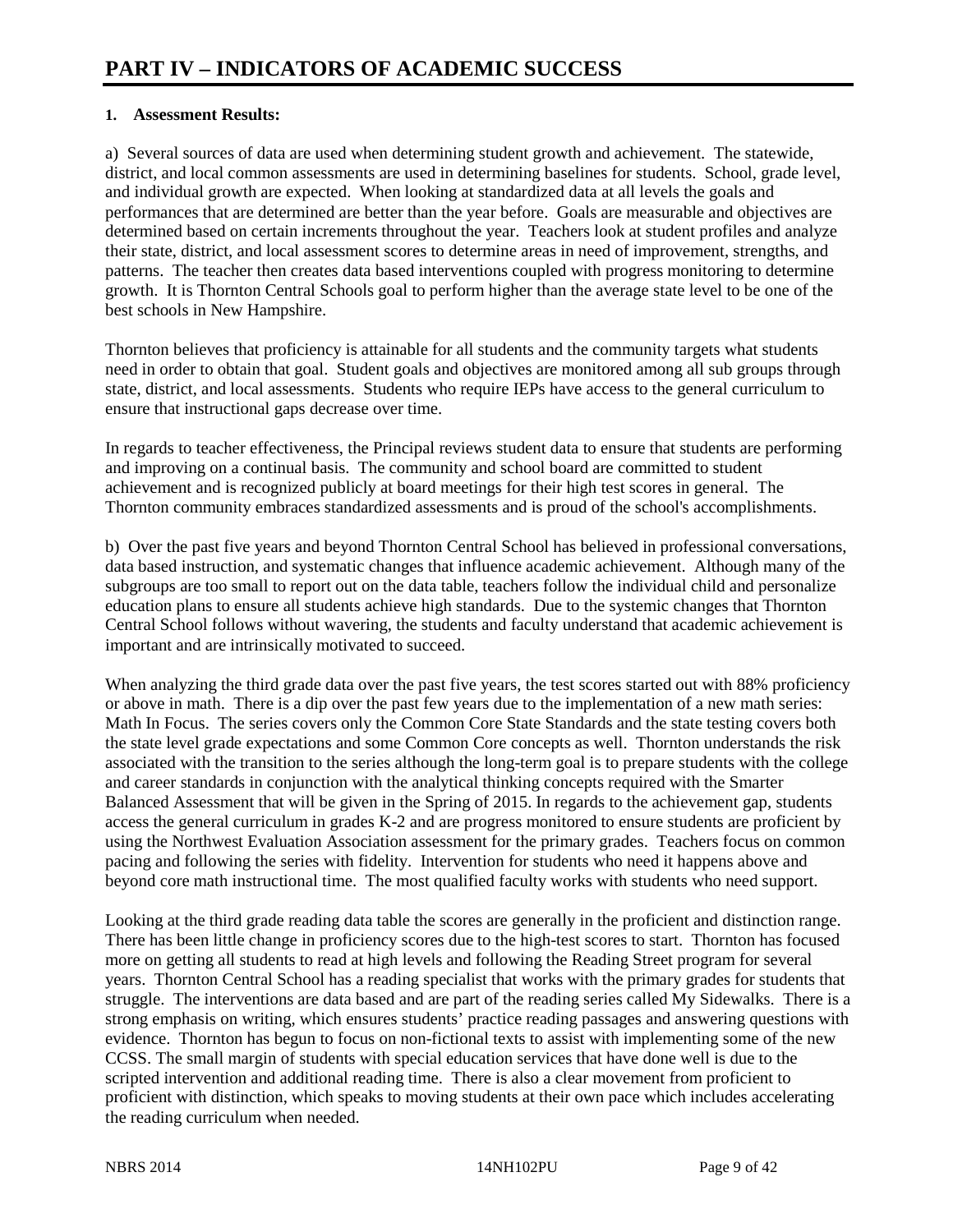# PART IV – INDICATORS OF ACADEMIC SUCCESS

**1. Assessment Results:**

a) Several sources of data are used when determining student growth and achievement. The statewide, district, and local common assessments are used in determining baselines for students. School, grade level, and individual growth are expected. When looking at standardized data at all levels the goals and performances that are determined are better than the year before. Goals are measurable and objectives are determined based on certain increments throughout the year. Teachers look at student profiles and analyze their state, district, and local assessment scores to determine areas in need of improvement, strengths, and patterns. The teacher then creates data based interventions coupled with progress monitoring to determine growth. It is Thornton Central Schools goal to perform higher than the average state level to be one of the best schools in New Hampshire.

Thornton believes that proficiency is attainable for all students and the community targets what students need in order to obtain that goal. Student goals and objectives are monitored among all sub groups through state, district, and local assessments. Students who require IEPs have access to the general curriculum to ensure that instructional gaps decrease over time.

In regards to teacher effectiveness, the Principal reviews student data to ensure that students are performing and improving on a continual basis. The community and school board are committed to student achievement and is recognized publicly at board meetings for their high test scores in general. The Thornton community embraces standardized assessments and is proud of the school's accomplishments.

b) Over the past five years and beyond Thornton Central School has believed in professional conversations, data based instruction, and systematic changes that influence academic achievement. Although many of the subgroups are too small to report out on the data table, teachers follow the individual child and personalize education plans to ensure all students achieve high standards. Due to the systemic changes that Thornton Central School follows without wavering, the students and faculty understand that academic achievement is important and are intrinsically motivated to succeed.

When analyzing the third grade data over the past five years, the test scores started out with 88% proficiency or above in math. There is a dip over the past few years due to the implementation of a new math series: Math In Focus. The series covers only the Common Core State Standards and the state testing covers both the state level grade expectations and some Common Core concepts as well. Thornton understands the risk associated with the transition to the series although the long-term goal is to prepare students with the college and career standards in conjunction with the analytical thinking concepts required with the Smarter Balanced Assessment that will be given in the Spring of 2015. In regards to the achievement gap, students access the general curriculum in grades K-2 and are progress monitored to ensure students are proficient by using the Northwest Evaluation Association assessment for the primary grades. Teachers focus on common pacing and following the series with fidelity. Intervention for students who need it happens above and beyond core math instructional time. The most qualified faculty works with students who need support.

Looking at the third grade reading data table the scores are generally in the proficient and distinction range. There has been little change in proficiency scores due to the high-test scores to start. Thornton has focused more on getting all students to read at high levels and following the Reading Street program for several years. Thornton Central School has a reading specialist that works with the primary grades for students that struggle. The interventions are data based and are part of the reading series called My Sidewalks. There is a strong emphasis on writing, which ensures students' practice reading passages and answering questions with evidence. Thornton has begun to focus on non-fictional texts to assist with implementing some of the new CCSS. The small margin of students with special education services that have done well is due to the scripted intervention and additional reading time. There is also a clear movement from proficient to proficient with distinction, which speaks to moving students at their own pace which includes accelerating the reading curriculum when needed.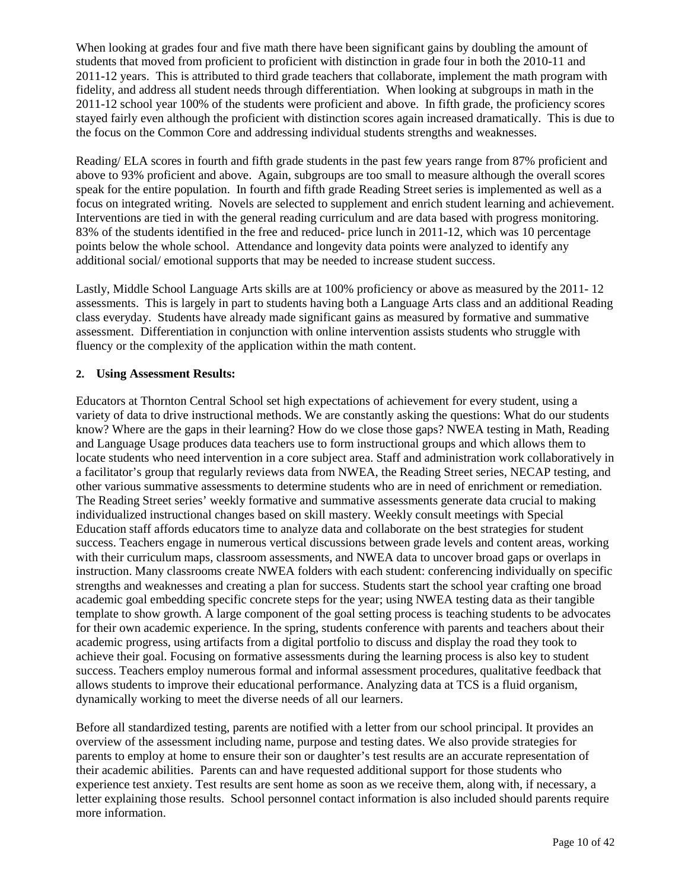When looking at grades four and five math there have been significant gains by doubling the amount of students that moved from proficient to proficient with distinction in grade four in both the 2010-11 and 2011-12 years. This is attributed to third grade teachers that collaborate, implement the math program with fidelity, and address all student needs through differentiation. When looking at subgroups in math in the 2011-12 school year 100% of the students were proficient and above. In fifth grade, the proficiency scores stayed fairly even although the proficient with distinction scores again increased dramatically. This is due to the focus on the Common Core and addressing individual students strengths and weaknesses.

Reading/ ELA scores in fourth and fifth grade students in the past few years range from 87% proficient and above to 93% proficient and above. Again, subgroups are too small to measure although the overall scores speak for the entire population. In fourth and fifth grade Reading Street series is implemented as well as a focus on integrated writing. Novels are selected to supplement and enrich student learning and achievement. Interventions are tied in with the general reading curriculum and are data based with progress monitoring. 83% of the students identified in the free and reduced- price lunch in 2011-12, which was 10 percentage points below the whole school. Attendance and longevity data points were analyzed to identify any additional social/ emotional supports that may be needed to increase student success.

Lastly, Middle School Language Arts skills are at 100% proficiency or above as measured by the 2011- 12 assessments. This is largely in part to students having both a Language Arts class and an additional Reading class everyday. Students have already made significant gains as measured by formative and summative assessment. Differentiation in conjunction with online intervention assists students who struggle with fluency or the complexity of the application within the math content.

**2. Using Assessment Results:**

Educators at Thornton Central School set high expectations of achievement for every student, using a variety of data to drive instructional methods. We are constantly asking the questions: What do our students know? Where are the gaps in their learning? How do we close those gaps? NWEA testing in Math, Reading and Language Usage produces data teachers use to form instructional groups and which allows them to locate students who need intervention in a core subject area. Staff and administration work collaboratively in a facilitator's group that regularly reviews data from NWEA, the Reading Street series, NECAP testing, and other various summative assessments to determine students who are in need of enrichment or remediation. The Reading Street series' weekly formative and summative assessments generate data crucial to making individualized instructional changes based on skill mastery. Weekly consult meetings with Special Education staff affords educators time to analyze data and collaborate on the best strategies for student success. Teachers engage in numerous vertical discussions between grade levels and content areas, working with their curriculum maps, classroom assessments, and NWEA data to uncover broad gaps or overlaps in instruction. Many classrooms create NWEA folders with each student: conferencing individually on specific strengths and weaknesses and creating a plan for success. Students start the school year crafting one broad academic goal embedding specific concrete steps for the year; using NWEA testing data as their tangible template to show growth. A large component of the goal setting process is teaching students to be advocates for their own academic experience. In the spring, students conference with parents and teachers about their academic progress, using artifacts from a digital portfolio to discuss and display the road they took to achieve their goal. Focusing on formative assessments during the learning process is also key to student success. Teachers employ numerous formal and informal assessment procedures, qualitative feedback that allows students to improve their educational performance. Analyzing data at TCS is a fluid organism, dynamically working to meet the diverse needs of all our learners.

Before all standardized testing, parents are notified with a letter from our school principal. It provides an overview of the assessment including name, purpose and testing dates. We also provide strategies for parents to employ at home to ensure their son or daughter's test results are an accurate representation of their academic abilities. Parents can and have requested additional support for those students who experience test anxiety. Test results are sent home as soon as we receive them, along with, if necessary, a letter explaining those results. School personnel contact information is also included should parents require more information.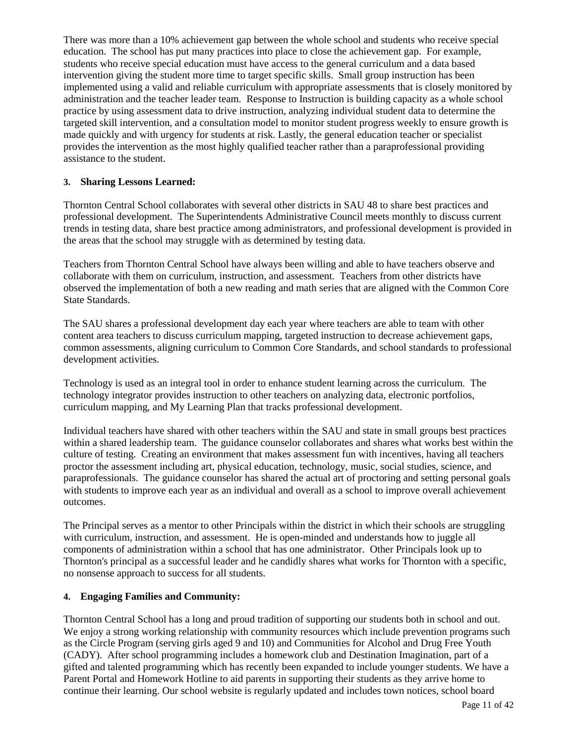There was more than a 10% achievement gap between the whole school and students who receive special education. The school has put many practices into place to close the achievement gap. For example, students who receive special education must have access to the general curriculum and a data based intervention giving the student more time to target specific skills. Small group instruction has been implemented using a valid and reliable curriculum with appropriate assessments that is closely monitored by administration and the teacher leader team. Response to Instruction is building capacity as a whole school practice by using assessment data to drive instruction, analyzing individual student data to determine the targeted skill intervention, and a consultation model to monitor student progress weekly to ensure growth is made quickly and with urgency for students at risk. Lastly, the general education teacher or specialist provides the intervention as the most highly qualified teacher rather than a paraprofessional providing assistance to the student.

### 3. Sharing Lessons Learned:

Thornton Central School collaborates with several other districts in SAU 48 to share best practices and professional development. The Superintendents Administrative Council meets monthly to discuss current trends in testing data, share best practice among administrators, and professional development is provided in the areas that the school may struggle with as determined by testing data.

Teachers from Thornton Central School have always been willing and able to have teachers observe and collaborate with them on curriculum, instruction, and assessment. Teachers from other districts have observed the implementation of both a new reading and math series that are aligned with the Common Core State Standards.

The SAU shares a professional development day each year where teachers are able to team with other content area teachers to discuss curriculum mapping, targeted instruction to decrease achievement gaps, common assessments, aligning curriculum to Common Core Standards, and school standards to professional development activities.

Technology is used as an integral tool in order to enhance student learning across the curriculum. The technology integrator provides instruction to other teachers on analyzing data, electronic portfolios, curriculum mapping, and My Learning Plan that tracks professional development.

Individual teachers have shared with other teachers within the SAU and state in small groups best practices within a shared leadership team. The guidance counselor collaborates and shares what works best within the culture of testing. Creating an environment that makes assessment fun with incentives, having all teachers proctor the assessment including art, physical education, technology, music, social studies, science, and paraprofessionals. The guidance counselor has shared the actual art of proctoring and setting personal goals with students to improve each year as an individual and overall as a school to improve overall achievement outcomes.

The Principal serves as a mentor to other Principals within the district in which their schools are struggling with curriculum, instruction, and assessment. He is open-minded and understands how to juggle all components of administration within a school that has one administrator. Other Principals look up to Thornton's principal as a successful leader and he candidly shares what works for Thornton with a specific, no nonsense approach to success for all students.

### 4. Engaging Families and Community:

Thornton Central School has a long and proud tradition of supporting our students both in school and out. We enjoy a strong working relationship with community resources which include prevention programs such as the Circle Program (serving girls aged 9 and 10) and Communities for Alcohol and Drug Free Youth (CADY). After school programming includes a homework club and Destination Imagination, part of a gifted and talented programming which has recently been expanded to include younger students. We have a Parent Portal and Homework Hotline to aid parents in supporting their students as they arrive home to continue their learning. Our school website is regularly updated and includes town notices, school board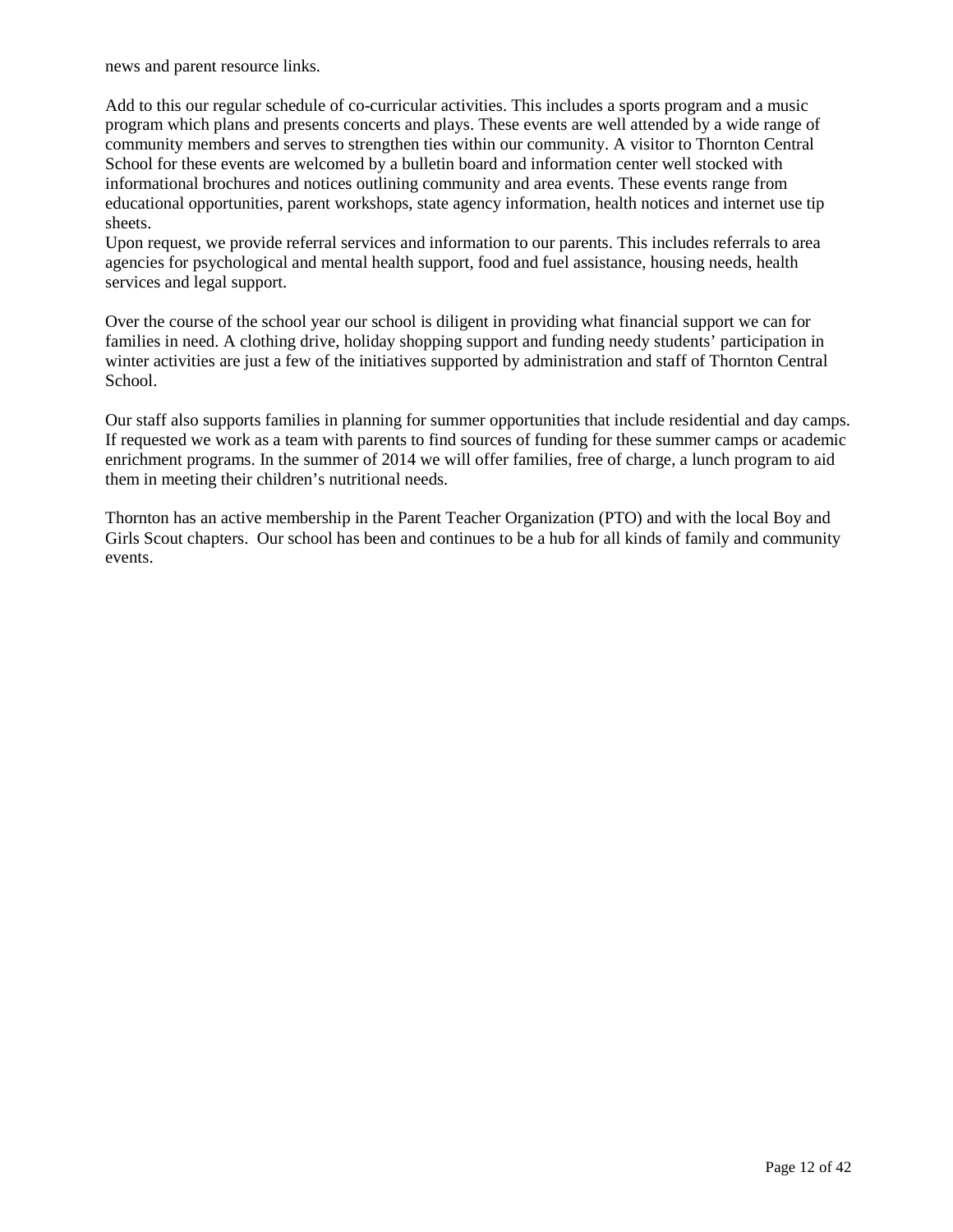news and parent resource links.

Add to this our regular schedule of co-curricular activities. This includes a sports program and a music program which plans and presents concerts and plays. These events are well attended by a wide range of community members and serves to strengthen ties within our community. A visitor to Thornton Central School for these events are welcomed by a bulletin board and information center well stocked with informational brochures and notices outlining community and area events. These events range from educational opportunities, parent workshops, state agency information, health notices and internet use tip sheets.
Upon request, we provide referral services and information to our parents. This includes referrals to area agencies for psychological and mental health support, food and fuel assistance, housing needs, health services and legal support.

Over the course of the school year our school is diligent in providing what financial support we can for families in need. A clothing drive, holiday shopping support and funding needy students' participation in winter activities are just a few of the initiatives supported by administration and staff of Thornton Central School.

Our staff also supports families in planning for summer opportunities that include residential and day camps. If requested we work as a team with parents to find sources of funding for these summer camps or academic enrichment programs. In the summer of 2014 we will offer families, free of charge, a lunch program to aid them in meeting their children's nutritional needs.

Thornton has an active membership in the Parent Teacher Organization (PTO) and with the local Boy and Girls Scout chapters. Our school has been and continues to be a hub for all kinds of family and community events.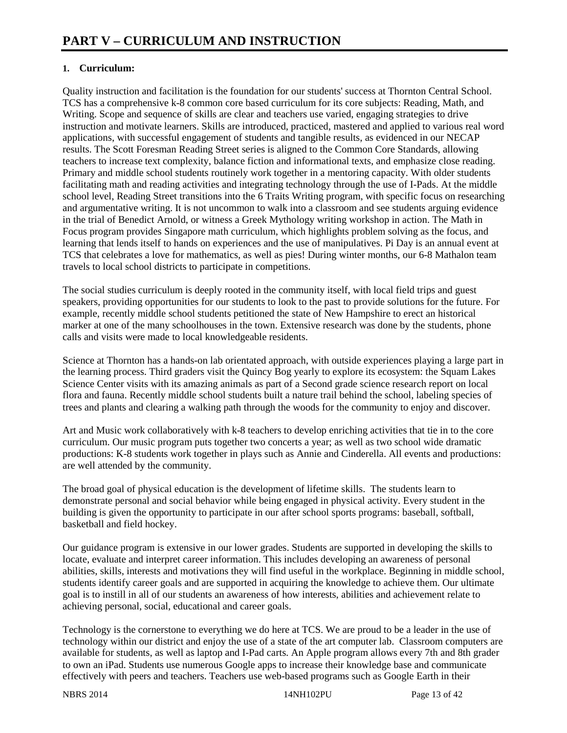# PART V – CURRICULUM AND INSTRUCTION

## 1. Curriculum:

Quality instruction and facilitation is the foundation for our students' success at Thornton Central School. TCS has a comprehensive k-8 common core based curriculum for its core subjects: Reading, Math, and Writing. Scope and sequence of skills are clear and teachers use varied, engaging strategies to drive instruction and motivate learners. Skills are introduced, practiced, mastered and applied to various real word applications, with successful engagement of students and tangible results, as evidenced in our NECAP results. The Scott Foresman Reading Street series is aligned to the Common Core Standards, allowing teachers to increase text complexity, balance fiction and informational texts, and emphasize close reading. Primary and middle school students routinely work together in a mentoring capacity. With older students facilitating math and reading activities and integrating technology through the use of I-Pads. At the middle school level, Reading Street transitions into the 6 Traits Writing program, with specific focus on researching and argumentative writing. It is not uncommon to walk into a classroom and see students arguing evidence in the trial of Benedict Arnold, or witness a Greek Mythology writing workshop in action. The Math in Focus program provides Singapore math curriculum, which highlights problem solving as the focus, and learning that lends itself to hands on experiences and the use of manipulatives. Pi Day is an annual event at TCS that celebrates a love for mathematics, as well as pies! During winter months, our 6-8 Mathalon team travels to local school districts to participate in competitions.

The social studies curriculum is deeply rooted in the community itself, with local field trips and guest speakers, providing opportunities for our students to look to the past to provide solutions for the future. For example, recently middle school students petitioned the state of New Hampshire to erect an historical marker at one of the many schoolhouses in the town. Extensive research was done by the students, phone calls and visits were made to local knowledgeable residents.

Science at Thornton has a hands-on lab orientated approach, with outside experiences playing a large part in the learning process. Third graders visit the Quincy Bog yearly to explore its ecosystem: the Squam Lakes Science Center visits with its amazing animals as part of a Second grade science research report on local flora and fauna. Recently middle school students built a nature trail behind the school, labeling species of trees and plants and clearing a walking path through the woods for the community to enjoy and discover.

Art and Music work collaboratively with k-8 teachers to develop enriching activities that tie in to the core curriculum. Our music program puts together two concerts a year; as well as two school wide dramatic productions: K-8 students work together in plays such as Annie and Cinderella. All events and productions: are well attended by the community.

The broad goal of physical education is the development of lifetime skills. The students learn to demonstrate personal and social behavior while being engaged in physical activity. Every student in the building is given the opportunity to participate in our after school sports programs: baseball, softball, basketball and field hockey.

Our guidance program is extensive in our lower grades. Students are supported in developing the skills to locate, evaluate and interpret career information. This includes developing an awareness of personal abilities, skills, interests and motivations they will find useful in the workplace. Beginning in middle school, students identify career goals and are supported in acquiring the knowledge to achieve them. Our ultimate goal is to instill in all of our students an awareness of how interests, abilities and achievement relate to achieving personal, social, educational and career goals.

Technology is the cornerstone to everything we do here at TCS. We are proud to be a leader in the use of technology within our district and enjoy the use of a state of the art computer lab. Classroom computers are available for students, as well as laptop and I-Pad carts. An Apple program allows every 7th and 8th grader to own an iPad. Students use numerous Google apps to increase their knowledge base and communicate effectively with peers and teachers. Teachers use web-based programs such as Google Earth in their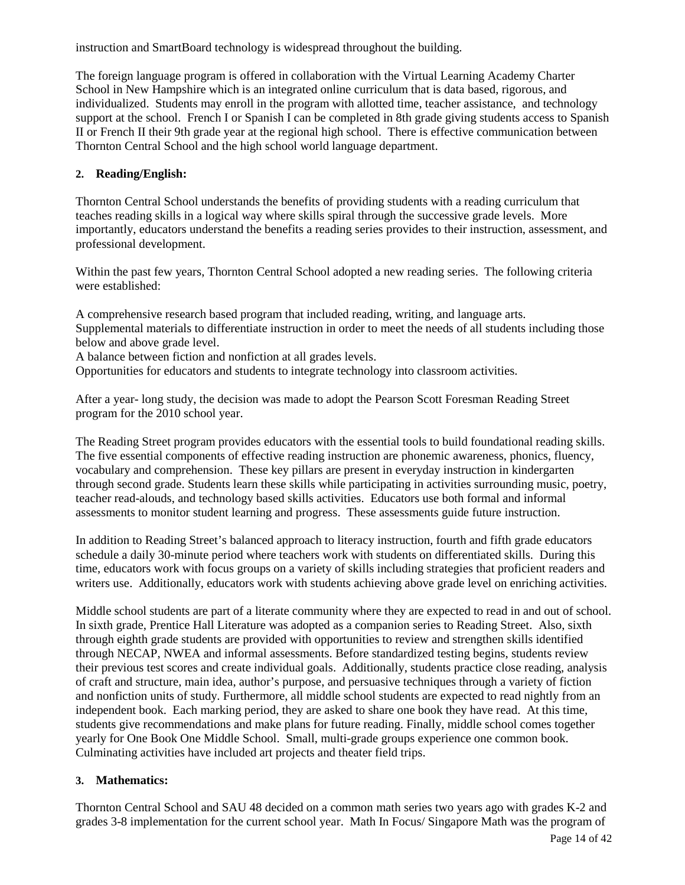instruction and SmartBoard technology is widespread throughout the building.

The foreign language program is offered in collaboration with the Virtual Learning Academy Charter School in New Hampshire which is an integrated online curriculum that is data based, rigorous, and individualized. Students may enroll in the program with allotted time, teacher assistance, and technology support at the school. French I or Spanish I can be completed in 8th grade giving students access to Spanish II or French II their 9th grade year at the regional high school. There is effective communication between Thornton Central School and the high school world language department.

## 2. Reading/English:

Thornton Central School understands the benefits of providing students with a reading curriculum that teaches reading skills in a logical way where skills spiral through the successive grade levels. More importantly, educators understand the benefits a reading series provides to their instruction, assessment, and professional development.

Within the past few years, Thornton Central School adopted a new reading series. The following criteria were established:

A comprehensive research based program that included reading, writing, and language arts.
Supplemental materials to differentiate instruction in order to meet the needs of all students including those below and above grade level.
A balance between fiction and nonfiction at all grades levels.
Opportunities for educators and students to integrate technology into classroom activities.

After a year- long study, the decision was made to adopt the Pearson Scott Foresman Reading Street program for the 2010 school year.

The Reading Street program provides educators with the essential tools to build foundational reading skills. The five essential components of effective reading instruction are phonemic awareness, phonics, fluency, vocabulary and comprehension. These key pillars are present in everyday instruction in kindergarten through second grade. Students learn these skills while participating in activities surrounding music, poetry, teacher read-alouds, and technology based skills activities. Educators use both formal and informal assessments to monitor student learning and progress. These assessments guide future instruction.

In addition to Reading Street's balanced approach to literacy instruction, fourth and fifth grade educators schedule a daily 30-minute period where teachers work with students on differentiated skills. During this time, educators work with focus groups on a variety of skills including strategies that proficient readers and writers use. Additionally, educators work with students achieving above grade level on enriching activities.

Middle school students are part of a literate community where they are expected to read in and out of school. In sixth grade, Prentice Hall Literature was adopted as a companion series to Reading Street. Also, sixth through eighth grade students are provided with opportunities to review and strengthen skills identified through NECAP, NWEA and informal assessments. Before standardized testing begins, students review their previous test scores and create individual goals. Additionally, students practice close reading, analysis of craft and structure, main idea, author's purpose, and persuasive techniques through a variety of fiction and nonfiction units of study. Furthermore, all middle school students are expected to read nightly from an independent book. Each marking period, they are asked to share one book they have read. At this time, students give recommendations and make plans for future reading. Finally, middle school comes together yearly for One Book One Middle School. Small, multi-grade groups experience one common book. Culminating activities have included art projects and theater field trips.

## 3. Mathematics:

Thornton Central School and SAU 48 decided on a common math series two years ago with grades K-2 and grades 3-8 implementation for the current school year. Math In Focus/ Singapore Math was the program of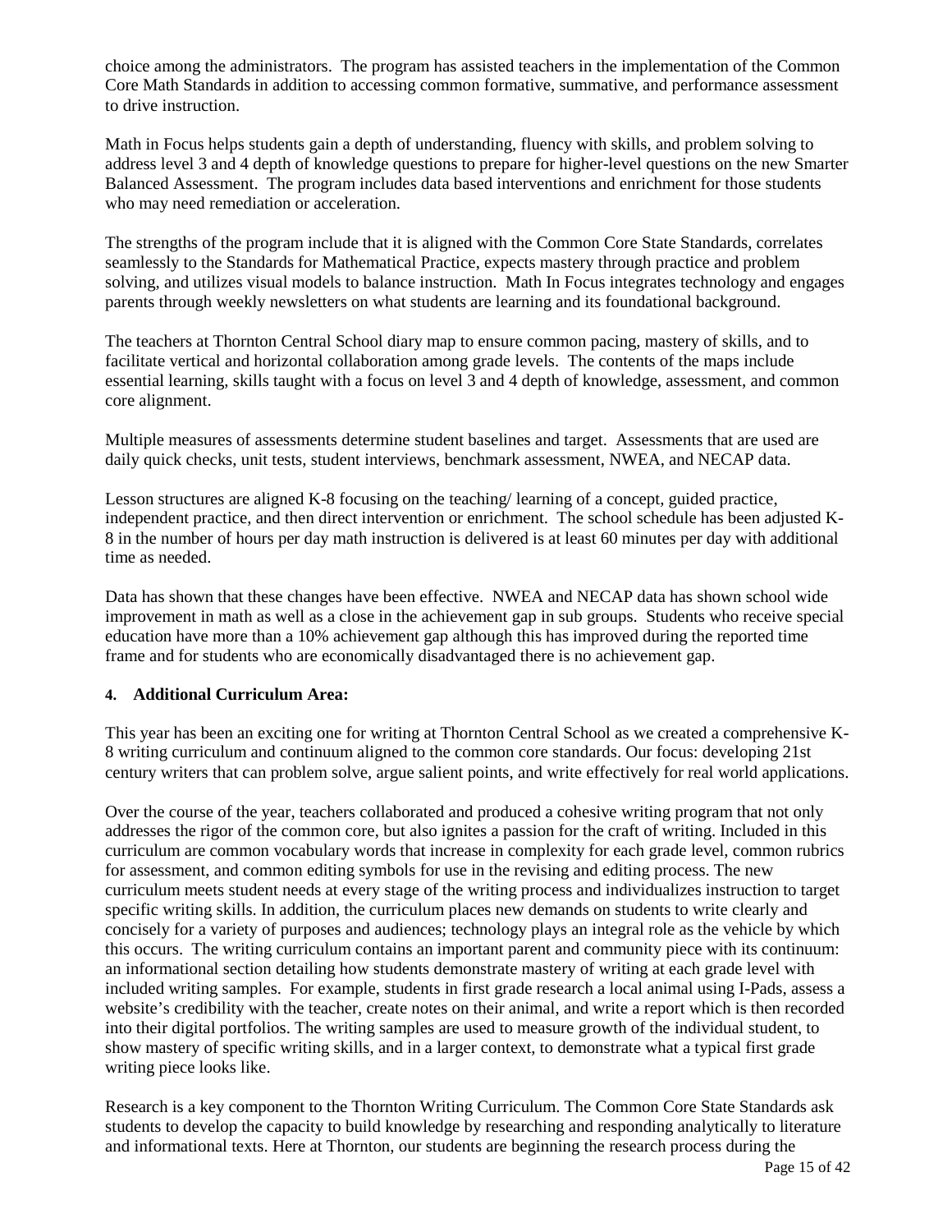choice among the administrators. The program has assisted teachers in the implementation of the Common Core Math Standards in addition to accessing common formative, summative, and performance assessment to drive instruction.

Math in Focus helps students gain a depth of understanding, fluency with skills, and problem solving to address level 3 and 4 depth of knowledge questions to prepare for higher-level questions on the new Smarter Balanced Assessment. The program includes data based interventions and enrichment for those students who may need remediation or acceleration.

The strengths of the program include that it is aligned with the Common Core State Standards, correlates seamlessly to the Standards for Mathematical Practice, expects mastery through practice and problem solving, and utilizes visual models to balance instruction. Math In Focus integrates technology and engages parents through weekly newsletters on what students are learning and its foundational background.

The teachers at Thornton Central School diary map to ensure common pacing, mastery of skills, and to facilitate vertical and horizontal collaboration among grade levels. The contents of the maps include essential learning, skills taught with a focus on level 3 and 4 depth of knowledge, assessment, and common core alignment.

Multiple measures of assessments determine student baselines and target. Assessments that are used are daily quick checks, unit tests, student interviews, benchmark assessment, NWEA, and NECAP data.

Lesson structures are aligned K-8 focusing on the teaching/ learning of a concept, guided practice, independent practice, and then direct intervention or enrichment. The school schedule has been adjusted K-8 in the number of hours per day math instruction is delivered is at least 60 minutes per day with additional time as needed.

Data has shown that these changes have been effective. NWEA and NECAP data has shown school wide improvement in math as well as a close in the achievement gap in sub groups. Students who receive special education have more than a 10% achievement gap although this has improved during the reported time frame and for students who are economically disadvantaged there is no achievement gap.

**4. Additional Curriculum Area:**

This year has been an exciting one for writing at Thornton Central School as we created a comprehensive K-8 writing curriculum and continuum aligned to the common core standards. Our focus: developing 21st century writers that can problem solve, argue salient points, and write effectively for real world applications.

Over the course of the year, teachers collaborated and produced a cohesive writing program that not only addresses the rigor of the common core, but also ignites a passion for the craft of writing. Included in this curriculum are common vocabulary words that increase in complexity for each grade level, common rubrics for assessment, and common editing symbols for use in the revising and editing process. The new curriculum meets student needs at every stage of the writing process and individualizes instruction to target specific writing skills. In addition, the curriculum places new demands on students to write clearly and concisely for a variety of purposes and audiences; technology plays an integral role as the vehicle by which this occurs. The writing curriculum contains an important parent and community piece with its continuum: an informational section detailing how students demonstrate mastery of writing at each grade level with included writing samples. For example, students in first grade research a local animal using I-Pads, assess a website's credibility with the teacher, create notes on their animal, and write a report which is then recorded into their digital portfolios. The writing samples are used to measure growth of the individual student, to show mastery of specific writing skills, and in a larger context, to demonstrate what a typical first grade writing piece looks like.

Research is a key component to the Thornton Writing Curriculum. The Common Core State Standards ask students to develop the capacity to build knowledge by researching and responding analytically to literature and informational texts. Here at Thornton, our students are beginning the research process during the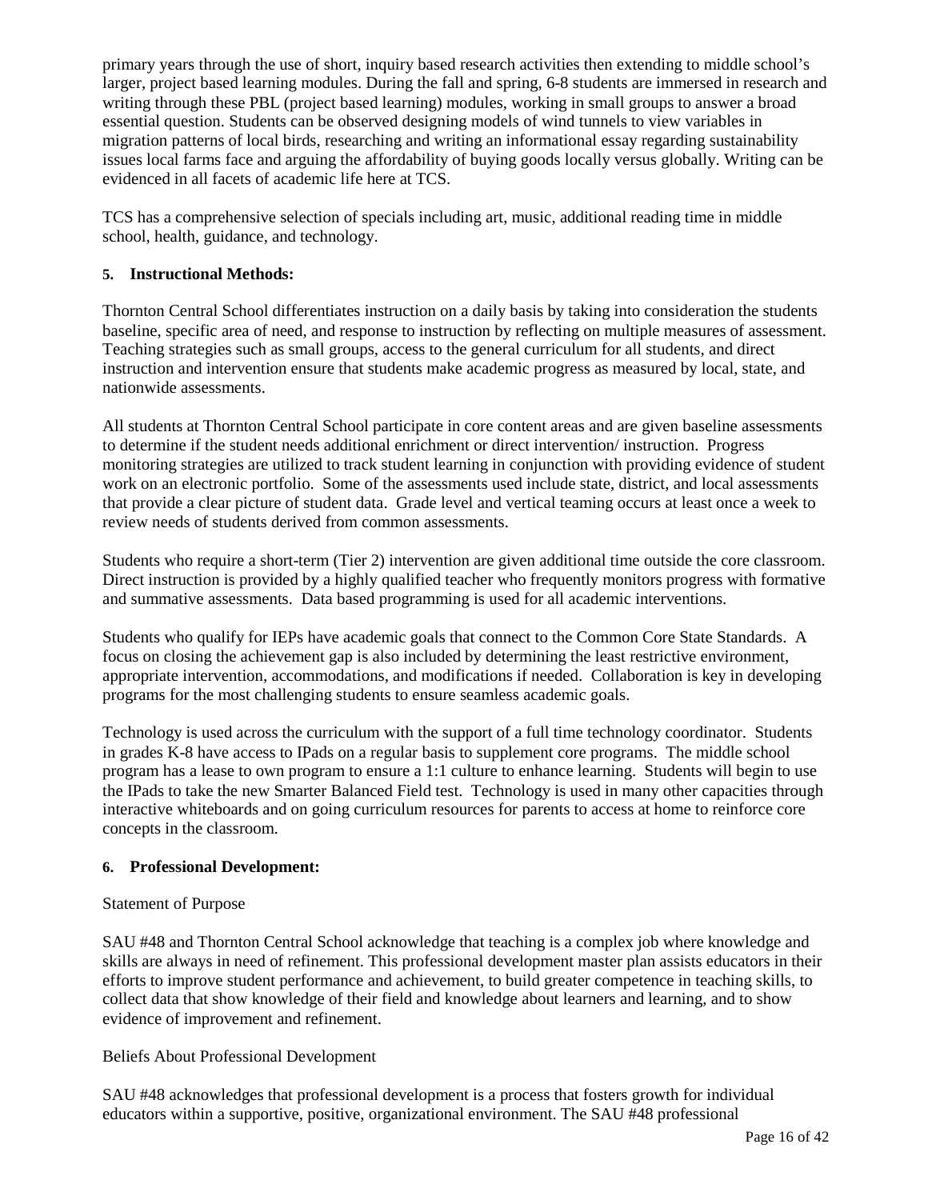primary years through the use of short, inquiry based research activities then extending to middle school's larger, project based learning modules. During the fall and spring, 6-8 students are immersed in research and writing through these PBL (project based learning) modules, working in small groups to answer a broad essential question. Students can be observed designing models of wind tunnels to view variables in migration patterns of local birds, researching and writing an informational essay regarding sustainability issues local farms face and arguing the affordability of buying goods locally versus globally. Writing can be evidenced in all facets of academic life here at TCS.

TCS has a comprehensive selection of specials including art, music, additional reading time in middle school, health, guidance, and technology.

**5. Instructional Methods:**

Thornton Central School differentiates instruction on a daily basis by taking into consideration the students baseline, specific area of need, and response to instruction by reflecting on multiple measures of assessment. Teaching strategies such as small groups, access to the general curriculum for all students, and direct instruction and intervention ensure that students make academic progress as measured by local, state, and nationwide assessments.

All students at Thornton Central School participate in core content areas and are given baseline assessments to determine if the student needs additional enrichment or direct intervention/ instruction. Progress monitoring strategies are utilized to track student learning in conjunction with providing evidence of student work on an electronic portfolio. Some of the assessments used include state, district, and local assessments that provide a clear picture of student data. Grade level and vertical teaming occurs at least once a week to review needs of students derived from common assessments.

Students who require a short-term (Tier 2) intervention are given additional time outside the core classroom. Direct instruction is provided by a highly qualified teacher who frequently monitors progress with formative and summative assessments. Data based programming is used for all academic interventions.

Students who qualify for IEPs have academic goals that connect to the Common Core State Standards. A focus on closing the achievement gap is also included by determining the least restrictive environment, appropriate intervention, accommodations, and modifications if needed. Collaboration is key in developing programs for the most challenging students to ensure seamless academic goals.

Technology is used across the curriculum with the support of a full time technology coordinator. Students in grades K-8 have access to IPads on a regular basis to supplement core programs. The middle school program has a lease to own program to ensure a 1:1 culture to enhance learning. Students will begin to use the IPads to take the new Smarter Balanced Field test. Technology is used in many other capacities through interactive whiteboards and on going curriculum resources for parents to access at home to reinforce core concepts in the classroom.

**6. Professional Development:**

Statement of Purpose

SAU #48 and Thornton Central School acknowledge that teaching is a complex job where knowledge and skills are always in need of refinement. This professional development master plan assists educators in their efforts to improve student performance and achievement, to build greater competence in teaching skills, to collect data that show knowledge of their field and knowledge about learners and learning, and to show evidence of improvement and refinement.

Beliefs About Professional Development

SAU #48 acknowledges that professional development is a process that fosters growth for individual educators within a supportive, positive, organizational environment. The SAU #48 professional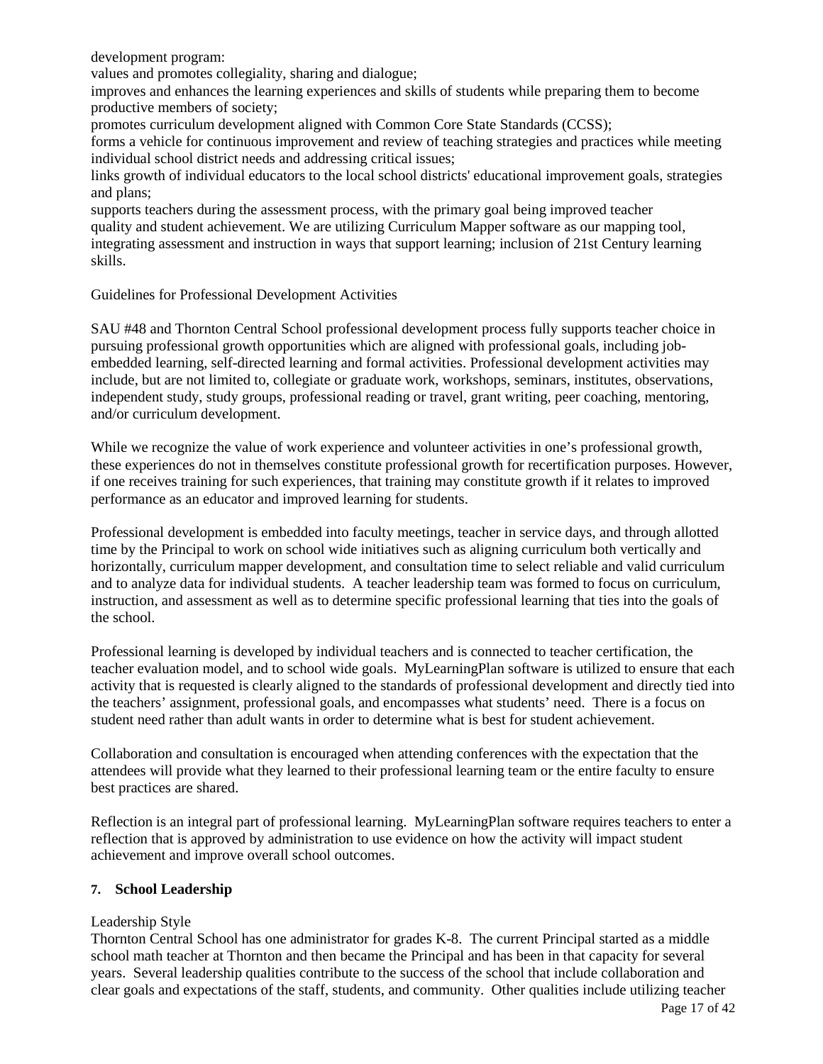development program:

values and promotes collegiality, sharing and dialogue;

improves and enhances the learning experiences and skills of students while preparing them to become productive members of society;

promotes curriculum development aligned with Common Core State Standards (CCSS);

forms a vehicle for continuous improvement and review of teaching strategies and practices while meeting individual school district needs and addressing critical issues;

links growth of individual educators to the local school districts' educational improvement goals, strategies and plans;

supports teachers during the assessment process, with the primary goal being improved teacher quality and student achievement. We are utilizing Curriculum Mapper software as our mapping tool, integrating assessment and instruction in ways that support learning; inclusion of 21st Century learning skills.

Guidelines for Professional Development Activities

SAU #48 and Thornton Central School professional development process fully supports teacher choice in pursuing professional growth opportunities which are aligned with professional goals, including job-embedded learning, self-directed learning and formal activities. Professional development activities may include, but are not limited to, collegiate or graduate work, workshops, seminars, institutes, observations, independent study, study groups, professional reading or travel, grant writing, peer coaching, mentoring, and/or curriculum development.

While we recognize the value of work experience and volunteer activities in one's professional growth, these experiences do not in themselves constitute professional growth for recertification purposes. However, if one receives training for such experiences, that training may constitute growth if it relates to improved performance as an educator and improved learning for students.

Professional development is embedded into faculty meetings, teacher in service days, and through allotted time by the Principal to work on school wide initiatives such as aligning curriculum both vertically and horizontally, curriculum mapper development, and consultation time to select reliable and valid curriculum and to analyze data for individual students. A teacher leadership team was formed to focus on curriculum, instruction, and assessment as well as to determine specific professional learning that ties into the goals of the school.

Professional learning is developed by individual teachers and is connected to teacher certification, the teacher evaluation model, and to school wide goals. MyLearningPlan software is utilized to ensure that each activity that is requested is clearly aligned to the standards of professional development and directly tied into the teachers' assignment, professional goals, and encompasses what students' need. There is a focus on student need rather than adult wants in order to determine what is best for student achievement.

Collaboration and consultation is encouraged when attending conferences with the expectation that the attendees will provide what they learned to their professional learning team or the entire faculty to ensure best practices are shared.

Reflection is an integral part of professional learning. MyLearningPlan software requires teachers to enter a reflection that is approved by administration to use evidence on how the activity will impact student achievement and improve overall school outcomes.

### 7. School Leadership

Leadership Style

Thornton Central School has one administrator for grades K-8. The current Principal started as a middle school math teacher at Thornton and then became the Principal and has been in that capacity for several years. Several leadership qualities contribute to the success of the school that include collaboration and clear goals and expectations of the staff, students, and community. Other qualities include utilizing teacher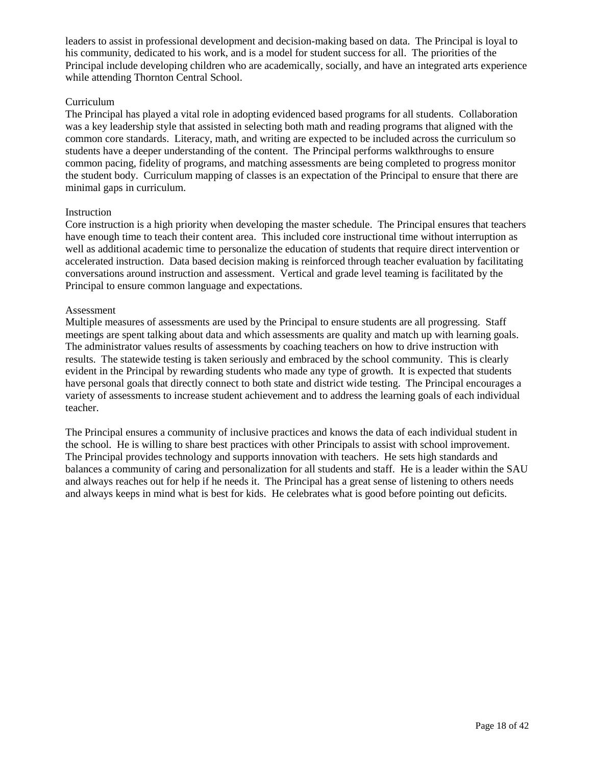leaders to assist in professional development and decision-making based on data. The Principal is loyal to his community, dedicated to his work, and is a model for student success for all. The priorities of the Principal include developing children who are academically, socially, and have an integrated arts experience while attending Thornton Central School.

Curriculum

The Principal has played a vital role in adopting evidenced based programs for all students. Collaboration was a key leadership style that assisted in selecting both math and reading programs that aligned with the common core standards. Literacy, math, and writing are expected to be included across the curriculum so students have a deeper understanding of the content. The Principal performs walkthroughs to ensure common pacing, fidelity of programs, and matching assessments are being completed to progress monitor the student body. Curriculum mapping of classes is an expectation of the Principal to ensure that there are minimal gaps in curriculum.

Instruction

Core instruction is a high priority when developing the master schedule. The Principal ensures that teachers have enough time to teach their content area. This included core instructional time without interruption as well as additional academic time to personalize the education of students that require direct intervention or accelerated instruction. Data based decision making is reinforced through teacher evaluation by facilitating conversations around instruction and assessment. Vertical and grade level teaming is facilitated by the Principal to ensure common language and expectations.

Assessment

Multiple measures of assessments are used by the Principal to ensure students are all progressing. Staff meetings are spent talking about data and which assessments are quality and match up with learning goals. The administrator values results of assessments by coaching teachers on how to drive instruction with results. The statewide testing is taken seriously and embraced by the school community. This is clearly evident in the Principal by rewarding students who made any type of growth. It is expected that students have personal goals that directly connect to both state and district wide testing. The Principal encourages a variety of assessments to increase student achievement and to address the learning goals of each individual teacher.

The Principal ensures a community of inclusive practices and knows the data of each individual student in the school. He is willing to share best practices with other Principals to assist with school improvement. The Principal provides technology and supports innovation with teachers. He sets high standards and balances a community of caring and personalization for all students and staff. He is a leader within the SAU and always reaches out for help if he needs it. The Principal has a great sense of listening to others needs and always keeps in mind what is best for kids. He celebrates what is good before pointing out deficits.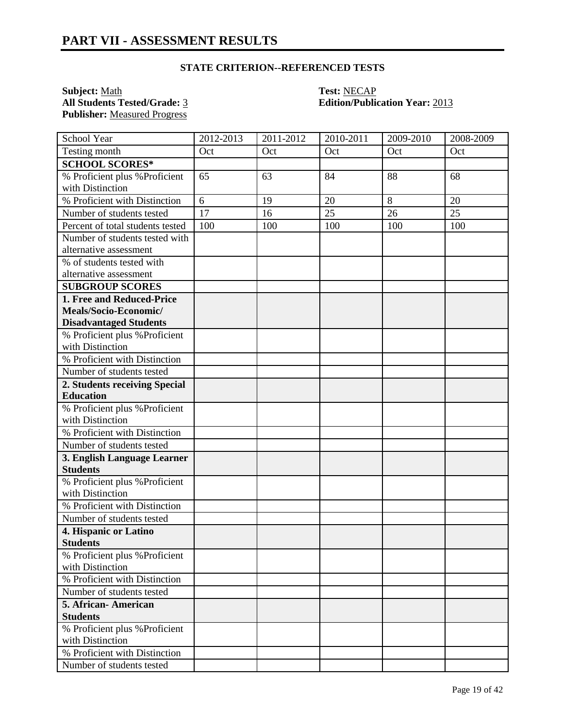# PART VII - ASSESSMENT RESULTS

### STATE CRITERION--REFERENCED TESTS

**Subject:** Math  
**All Students Tested/Grade:** 3  
**Publisher:** Measured Progress  

**Test:** NECAP  
**Edition/Publication Year:** 2013

| School Year | 2012-2013 | 2011-2012 | 2010-2011 | 2009-2010 | 2008-2009 |
|---|---|---|---|---|---|
| Testing month | Oct | Oct | Oct | Oct | Oct |
| **SCHOOL SCORES*** | | | | | |
| % Proficient plus %Proficient with Distinction | 65 | 63 | 84 | 88 | 68 |
| % Proficient with Distinction | 6 | 19 | 20 | 8 | 20 |
| Number of students tested | 17 | 16 | 25 | 26 | 25 |
| Percent of total students tested | 100 | 100 | 100 | 100 | 100 |
| Number of students tested with alternative assessment | | | | | |
| % of students tested with alternative assessment | | | | | |
| **SUBGROUP SCORES** | | | | | |
| **1. Free and Reduced-Price Meals/Socio-Economic/ Disadvantaged Students** | | | | | |
| % Proficient plus %Proficient with Distinction | | | | | |
| % Proficient with Distinction | | | | | |
| Number of students tested | | | | | |
| **2. Students receiving Special Education** | | | | | |
| % Proficient plus %Proficient with Distinction | | | | | |
| % Proficient with Distinction | | | | | |
| Number of students tested | | | | | |
| **3. English Language Learner Students** | | | | | |
| % Proficient plus %Proficient with Distinction | | | | | |
| % Proficient with Distinction | | | | | |
| Number of students tested | | | | | |
| **4. Hispanic or Latino Students** | | | | | |
| % Proficient plus %Proficient with Distinction | | | | | |
| % Proficient with Distinction | | | | | |
| Number of students tested | | | | | |
| **5. African- American Students** | | | | | |
| % Proficient plus %Proficient with Distinction | | | | | |
| % Proficient with Distinction | | | | | |
| Number of students tested | | | | | |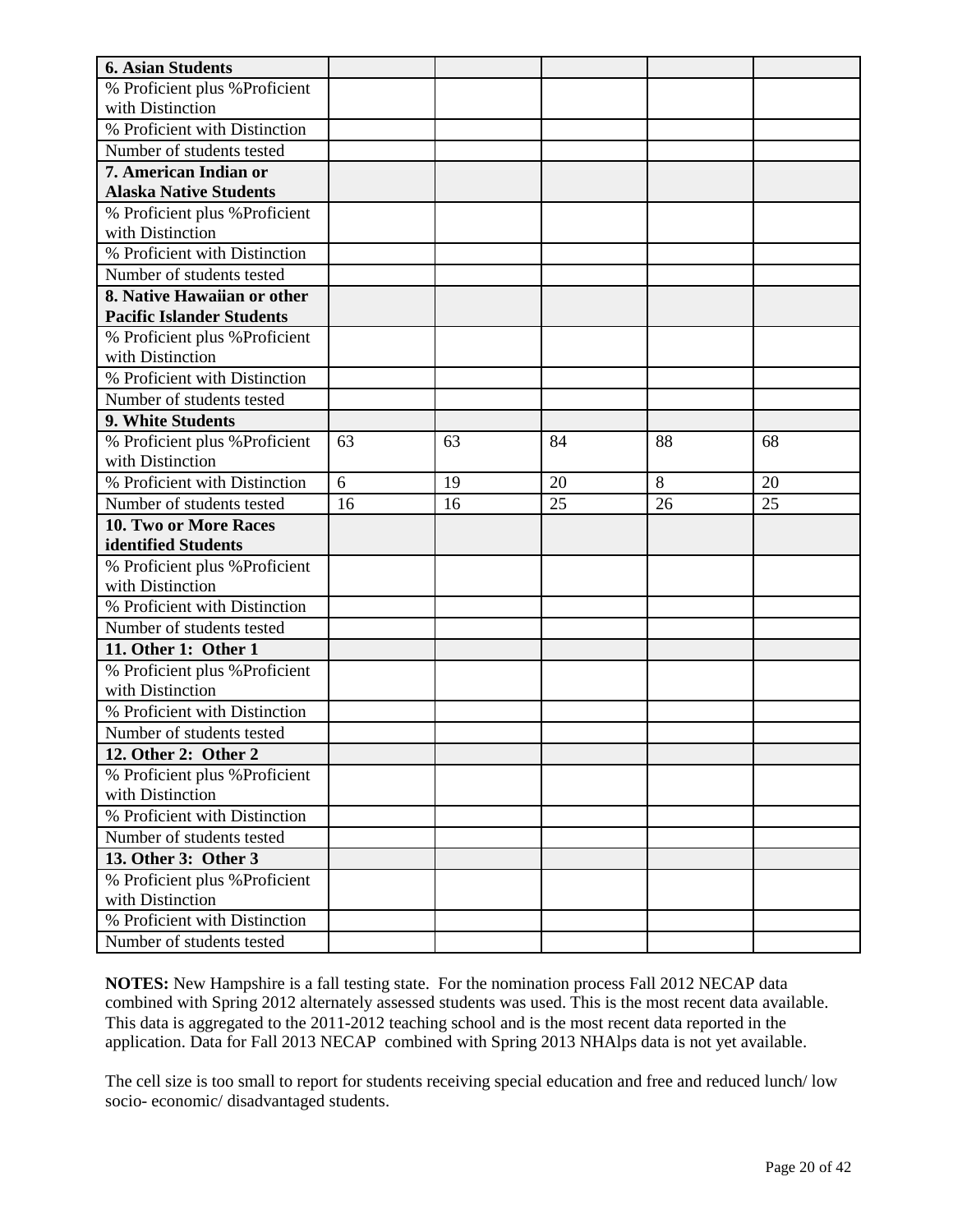| 6. Asian Students | | | | | |
|---|---|---|---|---|---|
| % Proficient plus %Proficient with Distinction | | | | | |
| % Proficient with Distinction | | | | | |
| Number of students tested | | | | | |
| **7. American Indian or Alaska Native Students** | | | | | |
| % Proficient plus %Proficient with Distinction | | | | | |
| % Proficient with Distinction | | | | | |
| Number of students tested | | | | | |
| **8. Native Hawaiian or other Pacific Islander Students** | | | | | |
| % Proficient plus %Proficient with Distinction | | | | | |
| % Proficient with Distinction | | | | | |
| Number of students tested | | | | | |
| **9. White Students** | | | | | |
| % Proficient plus %Proficient with Distinction | 63 | 63 | 84 | 88 | 68 |
| % Proficient with Distinction | 6 | 19 | 20 | 8 | 20 |
| Number of students tested | 16 | 16 | 25 | 26 | 25 |
| **10. Two or More Races identified Students** | | | | | |
| % Proficient plus %Proficient with Distinction | | | | | |
| % Proficient with Distinction | | | | | |
| Number of students tested | | | | | |
| **11. Other 1: Other 1** | | | | | |
| % Proficient plus %Proficient with Distinction | | | | | |
| % Proficient with Distinction | | | | | |
| Number of students tested | | | | | |
| **12. Other 2: Other 2** | | | | | |
| % Proficient plus %Proficient with Distinction | | | | | |
| % Proficient with Distinction | | | | | |
| Number of students tested | | | | | |
| **13. Other 3: Other 3** | | | | | |
| % Proficient plus %Proficient with Distinction | | | | | |
| % Proficient with Distinction | | | | | |
| Number of students tested | | | | | |

**NOTES:** New Hampshire is a fall testing state. For the nomination process Fall 2012 NECAP data combined with Spring 2012 alternately assessed students was used. This is the most recent data available. This data is aggregated to the 2011-2012 teaching school and is the most recent data reported in the application. Data for Fall 2013 NECAP combined with Spring 2013 NHAlps data is not yet available.

The cell size is too small to report for students receiving special education and free and reduced lunch/ low socio- economic/ disadvantaged students.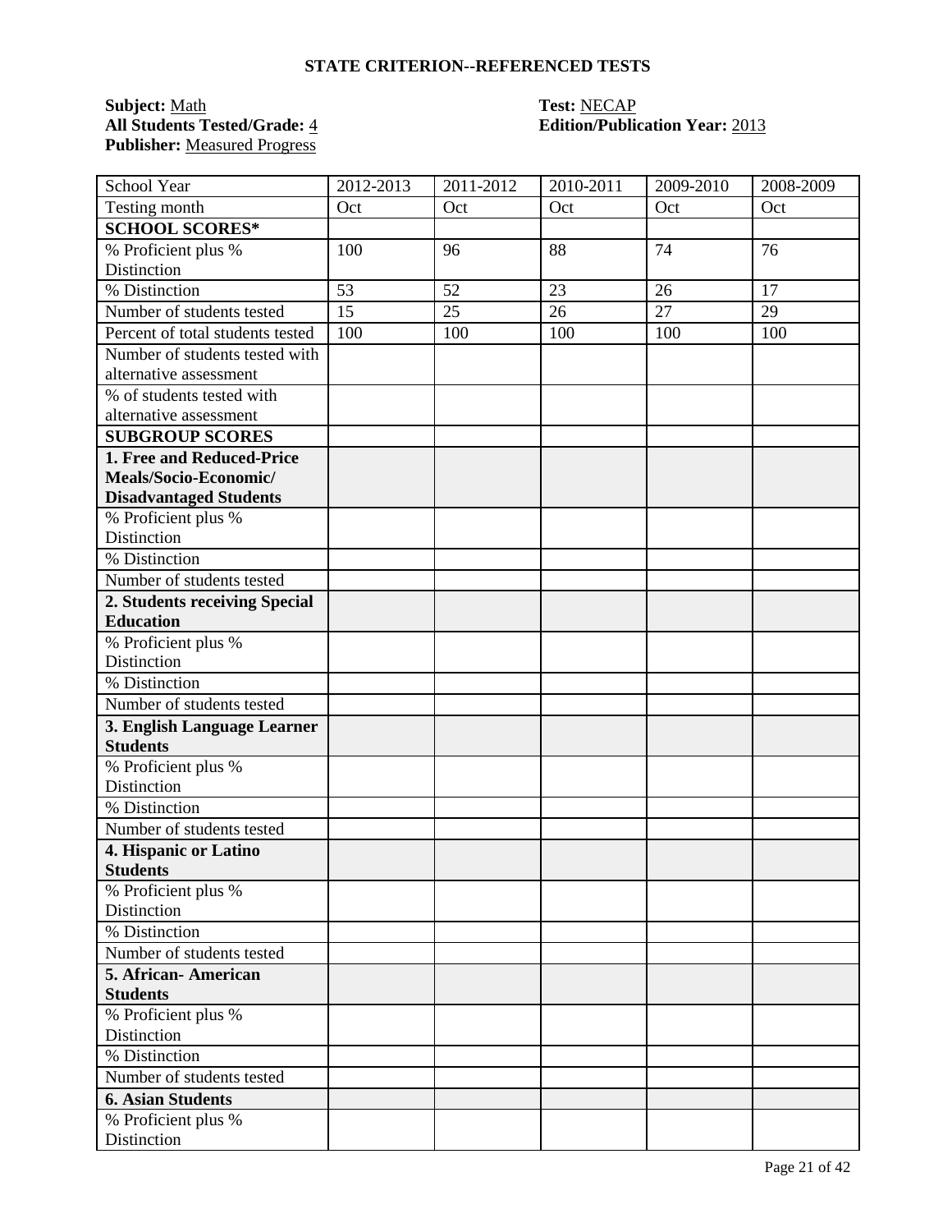## STATE CRITERION--REFERENCED TESTS

**Subject:** Math
**All Students Tested/Grade:** 4
**Publisher:** Measured Progress

**Test:** NECAP
**Edition/Publication Year:** 2013

| School Year | 2012-2013 | 2011-2012 | 2010-2011 | 2009-2010 | 2008-2009 |
|---|---|---|---|---|---|
| Testing month | Oct | Oct | Oct | Oct | Oct |
| **SCHOOL SCORES*** | | | | | |
| % Proficient plus % Distinction | 100 | 96 | 88 | 74 | 76 |
| % Distinction | 53 | 52 | 23 | 26 | 17 |
| Number of students tested | 15 | 25 | 26 | 27 | 29 |
| Percent of total students tested | 100 | 100 | 100 | 100 | 100 |
| Number of students tested with alternative assessment | | | | | |
| % of students tested with alternative assessment | | | | | |
| **SUBGROUP SCORES** | | | | | |
| **1. Free and Reduced-Price Meals/Socio-Economic/ Disadvantaged Students** | | | | | |
| % Proficient plus % Distinction | | | | | |
| % Distinction | | | | | |
| Number of students tested | | | | | |
| **2. Students receiving Special Education** | | | | | |
| % Proficient plus % Distinction | | | | | |
| % Distinction | | | | | |
| Number of students tested | | | | | |
| **3. English Language Learner Students** | | | | | |
| % Proficient plus % Distinction | | | | | |
| % Distinction | | | | | |
| Number of students tested | | | | | |
| **4. Hispanic or Latino Students** | | | | | |
| % Proficient plus % Distinction | | | | | |
| % Distinction | | | | | |
| Number of students tested | | | | | |
| **5. African- American Students** | | | | | |
| % Proficient plus % Distinction | | | | | |
| % Distinction | | | | | |
| Number of students tested | | | | | |
| **6. Asian Students** | | | | | |
| % Proficient plus % Distinction | | | | | |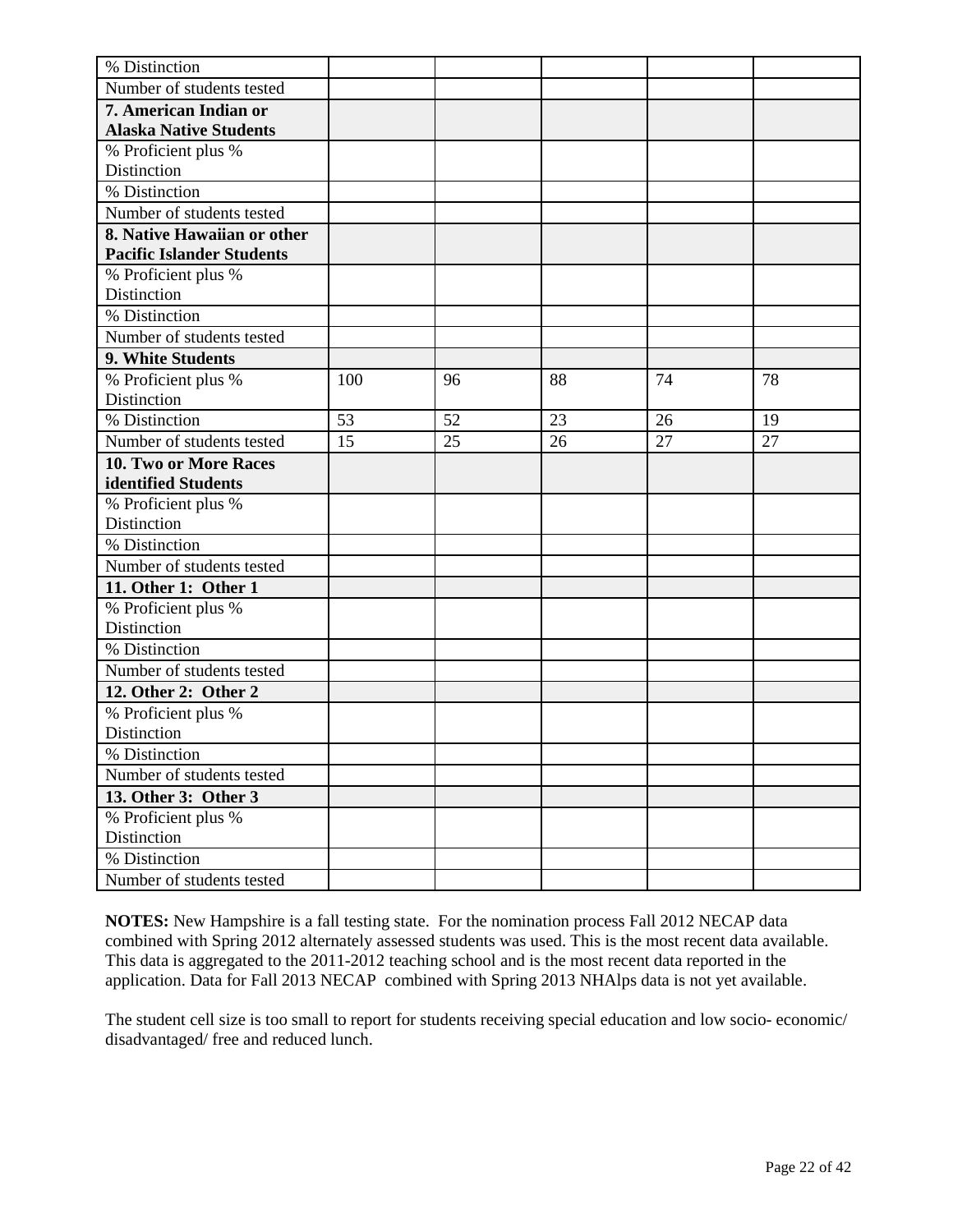| | | | | | |
|---|---|---|---|---|---|
| % Distinction | | | | | |
| Number of students tested | | | | | |
| **7. American Indian or Alaska Native Students** | | | | | |
| % Proficient plus % Distinction | | | | | |
| % Distinction | | | | | |
| Number of students tested | | | | | |
| **8. Native Hawaiian or other Pacific Islander Students** | | | | | |
| % Proficient plus % Distinction | | | | | |
| % Distinction | | | | | |
| Number of students tested | | | | | |
| **9. White Students** | | | | | |
| % Proficient plus % Distinction | 100 | 96 | 88 | 74 | 78 |
| % Distinction | 53 | 52 | 23 | 26 | 19 |
| Number of students tested | 15 | 25 | 26 | 27 | 27 |
| **10. Two or More Races identified Students** | | | | | |
| % Proficient plus % Distinction | | | | | |
| % Distinction | | | | | |
| Number of students tested | | | | | |
| **11. Other 1: Other 1** | | | | | |
| % Proficient plus % Distinction | | | | | |
| % Distinction | | | | | |
| Number of students tested | | | | | |
| **12. Other 2: Other 2** | | | | | |
| % Proficient plus % Distinction | | | | | |
| % Distinction | | | | | |
| Number of students tested | | | | | |
| **13. Other 3: Other 3** | | | | | |
| % Proficient plus % Distinction | | | | | |
| % Distinction | | | | | |
| Number of students tested | | | | | |

**NOTES:** New Hampshire is a fall testing state. For the nomination process Fall 2012 NECAP data combined with Spring 2012 alternately assessed students was used. This is the most recent data available. This data is aggregated to the 2011-2012 teaching school and is the most recent data reported in the application. Data for Fall 2013 NECAP combined with Spring 2013 NHAlps data is not yet available.

The student cell size is too small to report for students receiving special education and low socio- economic/ disadvantaged/ free and reduced lunch.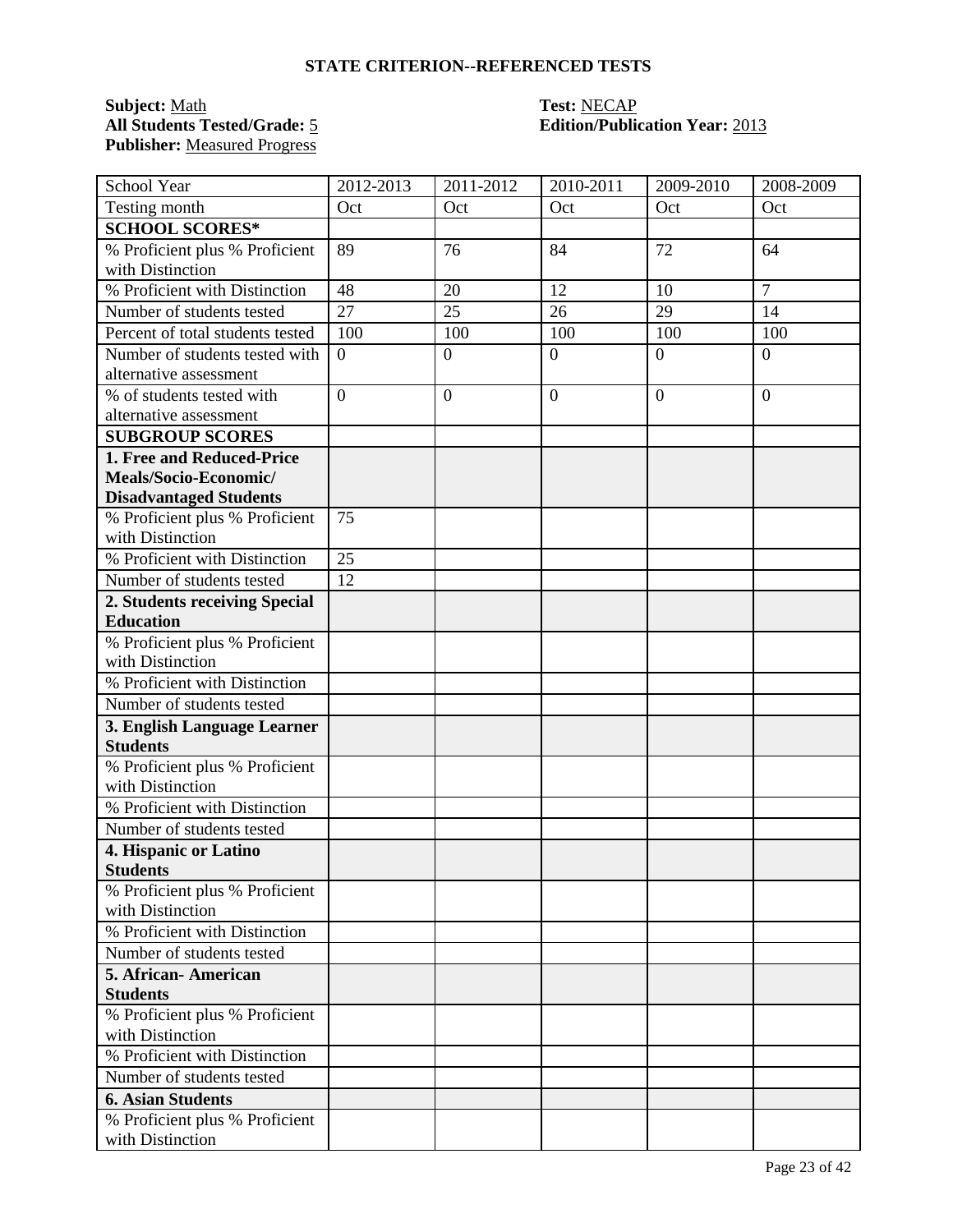## STATE CRITERION--REFERENCED TESTS

**Subject:** Math
**All Students Tested/Grade:** 5
**Publisher:** Measured Progress

**Test:** NECAP
**Edition/Publication Year:** 2013

| School Year | 2012-2013 | 2011-2012 | 2010-2011 | 2009-2010 | 2008-2009 |
|---|---|---|---|---|---|
| Testing month | Oct | Oct | Oct | Oct | Oct |
| **SCHOOL SCORES*** | | | | | |
| % Proficient plus % Proficient with Distinction | 89 | 76 | 84 | 72 | 64 |
| % Proficient with Distinction | 48 | 20 | 12 | 10 | 7 |
| Number of students tested | 27 | 25 | 26 | 29 | 14 |
| Percent of total students tested | 100 | 100 | 100 | 100 | 100 |
| Number of students tested with alternative assessment | 0 | 0 | 0 | 0 | 0 |
| % of students tested with alternative assessment | 0 | 0 | 0 | 0 | 0 |
| **SUBGROUP SCORES** | | | | | |
| **1. Free and Reduced-Price Meals/Socio-Economic/ Disadvantaged Students** | | | | | |
| % Proficient plus % Proficient with Distinction | 75 | | | | |
| % Proficient with Distinction | 25 | | | | |
| Number of students tested | 12 | | | | |
| **2. Students receiving Special Education** | | | | | |
| % Proficient plus % Proficient with Distinction | | | | | |
| % Proficient with Distinction | | | | | |
| Number of students tested | | | | | |
| **3. English Language Learner Students** | | | | | |
| % Proficient plus % Proficient with Distinction | | | | | |
| % Proficient with Distinction | | | | | |
| Number of students tested | | | | | |
| **4. Hispanic or Latino Students** | | | | | |
| % Proficient plus % Proficient with Distinction | | | | | |
| % Proficient with Distinction | | | | | |
| Number of students tested | | | | | |
| **5. African- American Students** | | | | | |
| % Proficient plus % Proficient with Distinction | | | | | |
| % Proficient with Distinction | | | | | |
| Number of students tested | | | | | |
| **6. Asian Students** | | | | | |
| % Proficient plus % Proficient with Distinction | | | | | |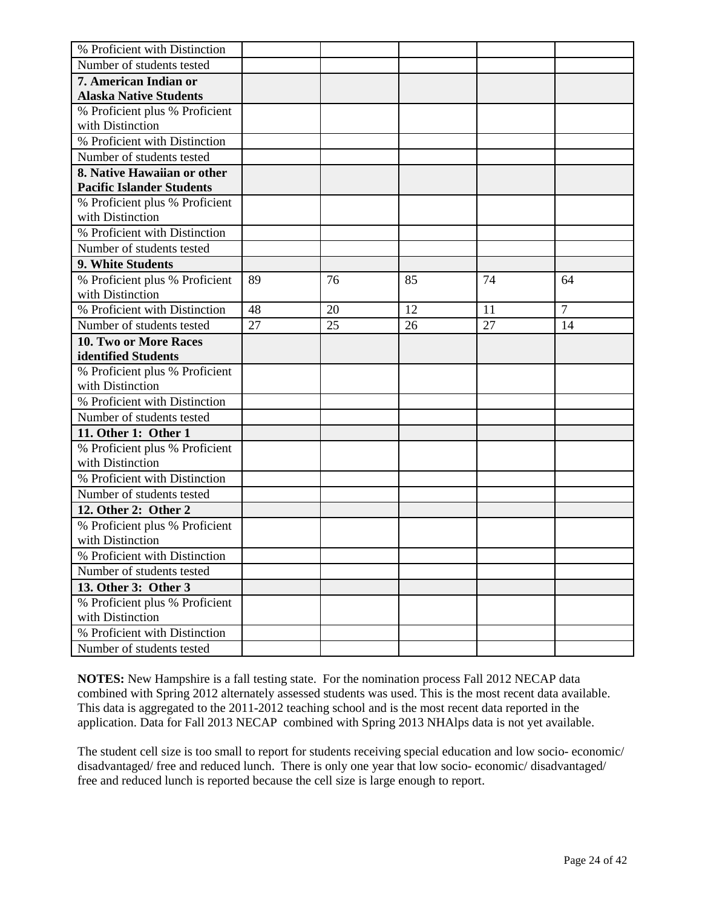| % Proficient with Distinction | | | | | |
|---|---|---|---|---|---|
| Number of students tested | | | | | |
| **7. American Indian or Alaska Native Students** | | | | | |
| % Proficient plus % Proficient with Distinction | | | | | |
| % Proficient with Distinction | | | | | |
| Number of students tested | | | | | |
| **8. Native Hawaiian or other Pacific Islander Students** | | | | | |
| % Proficient plus % Proficient with Distinction | | | | | |
| % Proficient with Distinction | | | | | |
| Number of students tested | | | | | |
| **9. White Students** | | | | | |
| % Proficient plus % Proficient with Distinction | 89 | 76 | 85 | 74 | 64 |
| % Proficient with Distinction | 48 | 20 | 12 | 11 | 7 |
| Number of students tested | 27 | 25 | 26 | 27 | 14 |
| **10. Two or More Races identified Students** | | | | | |
| % Proficient plus % Proficient with Distinction | | | | | |
| % Proficient with Distinction | | | | | |
| Number of students tested | | | | | |
| **11. Other 1: Other 1** | | | | | |
| % Proficient plus % Proficient with Distinction | | | | | |
| % Proficient with Distinction | | | | | |
| Number of students tested | | | | | |
| **12. Other 2: Other 2** | | | | | |
| % Proficient plus % Proficient with Distinction | | | | | |
| % Proficient with Distinction | | | | | |
| Number of students tested | | | | | |
| **13. Other 3: Other 3** | | | | | |
| % Proficient plus % Proficient with Distinction | | | | | |
| % Proficient with Distinction | | | | | |
| Number of students tested | | | | | |

**NOTES:** New Hampshire is a fall testing state. For the nomination process Fall 2012 NECAP data combined with Spring 2012 alternately assessed students was used. This is the most recent data available. This data is aggregated to the 2011-2012 teaching school and is the most recent data reported in the application. Data for Fall 2013 NECAP combined with Spring 2013 NHAlps data is not yet available.

The student cell size is too small to report for students receiving special education and low socio- economic/ disadvantaged/ free and reduced lunch. There is only one year that low socio- economic/ disadvantaged/ free and reduced lunch is reported because the cell size is large enough to report.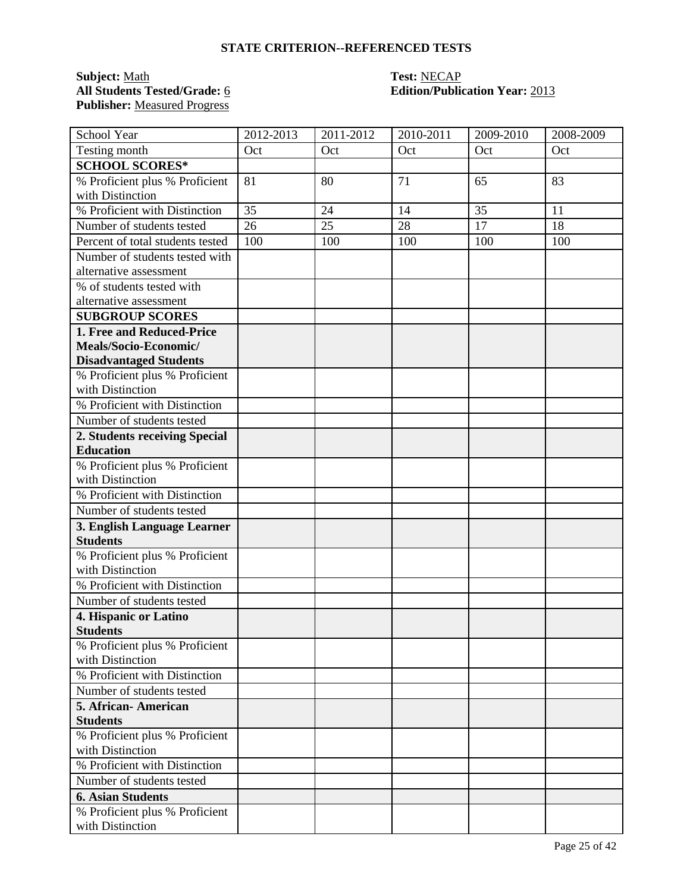## STATE CRITERION--REFERENCED TESTS

**Subject:** Math  
**Test:** NECAP  
**All Students Tested/Grade:** 6  
**Edition/Publication Year:** 2013  
**Publisher:** Measured Progress

| School Year | 2012-2013 | 2011-2012 | 2010-2011 | 2009-2010 | 2008-2009 |
|---|---|---|---|---|---|
| Testing month | Oct | Oct | Oct | Oct | Oct |
| **SCHOOL SCORES*** | | | | | |
| % Proficient plus % Proficient with Distinction | 81 | 80 | 71 | 65 | 83 |
| % Proficient with Distinction | 35 | 24 | 14 | 35 | 11 |
| Number of students tested | 26 | 25 | 28 | 17 | 18 |
| Percent of total students tested | 100 | 100 | 100 | 100 | 100 |
| Number of students tested with alternative assessment | | | | | |
| % of students tested with alternative assessment | | | | | |
| **SUBGROUP SCORES** | | | | | |
| **1. Free and Reduced-Price Meals/Socio-Economic/ Disadvantaged Students** | | | | | |
| % Proficient plus % Proficient with Distinction | | | | | |
| % Proficient with Distinction | | | | | |
| Number of students tested | | | | | |
| **2. Students receiving Special Education** | | | | | |
| % Proficient plus % Proficient with Distinction | | | | | |
| % Proficient with Distinction | | | | | |
| Number of students tested | | | | | |
| **3. English Language Learner Students** | | | | | |
| % Proficient plus % Proficient with Distinction | | | | | |
| % Proficient with Distinction | | | | | |
| Number of students tested | | | | | |
| **4. Hispanic or Latino Students** | | | | | |
| % Proficient plus % Proficient with Distinction | | | | | |
| % Proficient with Distinction | | | | | |
| Number of students tested | | | | | |
| **5. African- American Students** | | | | | |
| % Proficient plus % Proficient with Distinction | | | | | |
| % Proficient with Distinction | | | | | |
| Number of students tested | | | | | |
| **6. Asian Students** | | | | | |
| % Proficient plus % Proficient with Distinction | | | | | |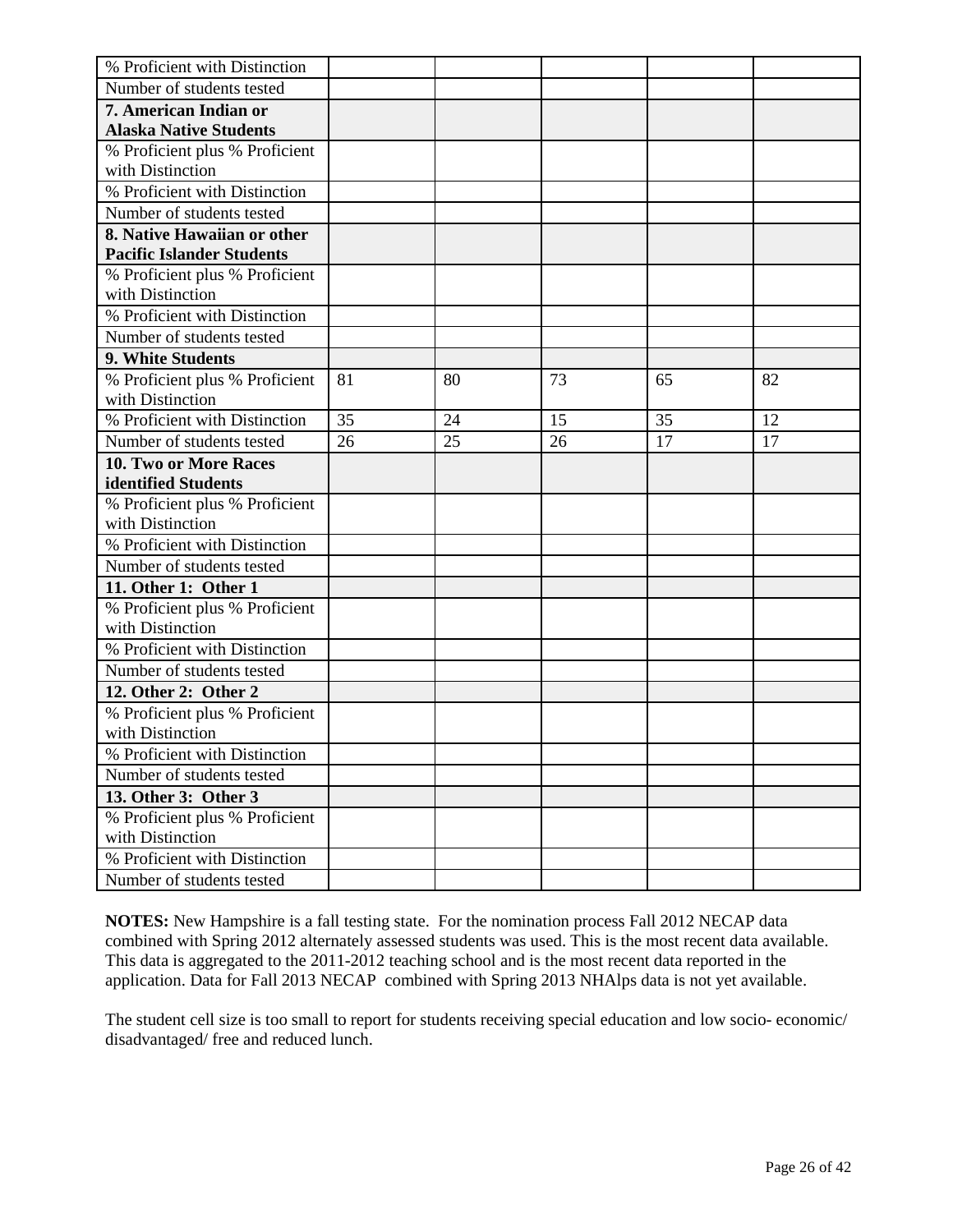| | | | | | |
|---|---|---|---|---|---|
| % Proficient with Distinction | | | | | |
| Number of students tested | | | | | |
| **7. American Indian or Alaska Native Students** | | | | | |
| % Proficient plus % Proficient with Distinction | | | | | |
| % Proficient with Distinction | | | | | |
| Number of students tested | | | | | |
| **8. Native Hawaiian or other Pacific Islander Students** | | | | | |
| % Proficient plus % Proficient with Distinction | | | | | |
| % Proficient with Distinction | | | | | |
| Number of students tested | | | | | |
| **9. White Students** | | | | | |
| % Proficient plus % Proficient with Distinction | 81 | 80 | 73 | 65 | 82 |
| % Proficient with Distinction | 35 | 24 | 15 | 35 | 12 |
| Number of students tested | 26 | 25 | 26 | 17 | 17 |
| **10. Two or More Races identified Students** | | | | | |
| % Proficient plus % Proficient with Distinction | | | | | |
| % Proficient with Distinction | | | | | |
| Number of students tested | | | | | |
| **11. Other 1: Other 1** | | | | | |
| % Proficient plus % Proficient with Distinction | | | | | |
| % Proficient with Distinction | | | | | |
| Number of students tested | | | | | |
| **12. Other 2: Other 2** | | | | | |
| % Proficient plus % Proficient with Distinction | | | | | |
| % Proficient with Distinction | | | | | |
| Number of students tested | | | | | |
| **13. Other 3: Other 3** | | | | | |
| % Proficient plus % Proficient with Distinction | | | | | |
| % Proficient with Distinction | | | | | |
| Number of students tested | | | | | |

**NOTES:** New Hampshire is a fall testing state. For the nomination process Fall 2012 NECAP data combined with Spring 2012 alternately assessed students was used. This is the most recent data available. This data is aggregated to the 2011-2012 teaching school and is the most recent data reported in the application. Data for Fall 2013 NECAP combined with Spring 2013 NHAlps data is not yet available.

The student cell size is too small to report for students receiving special education and low socio- economic/ disadvantaged/ free and reduced lunch.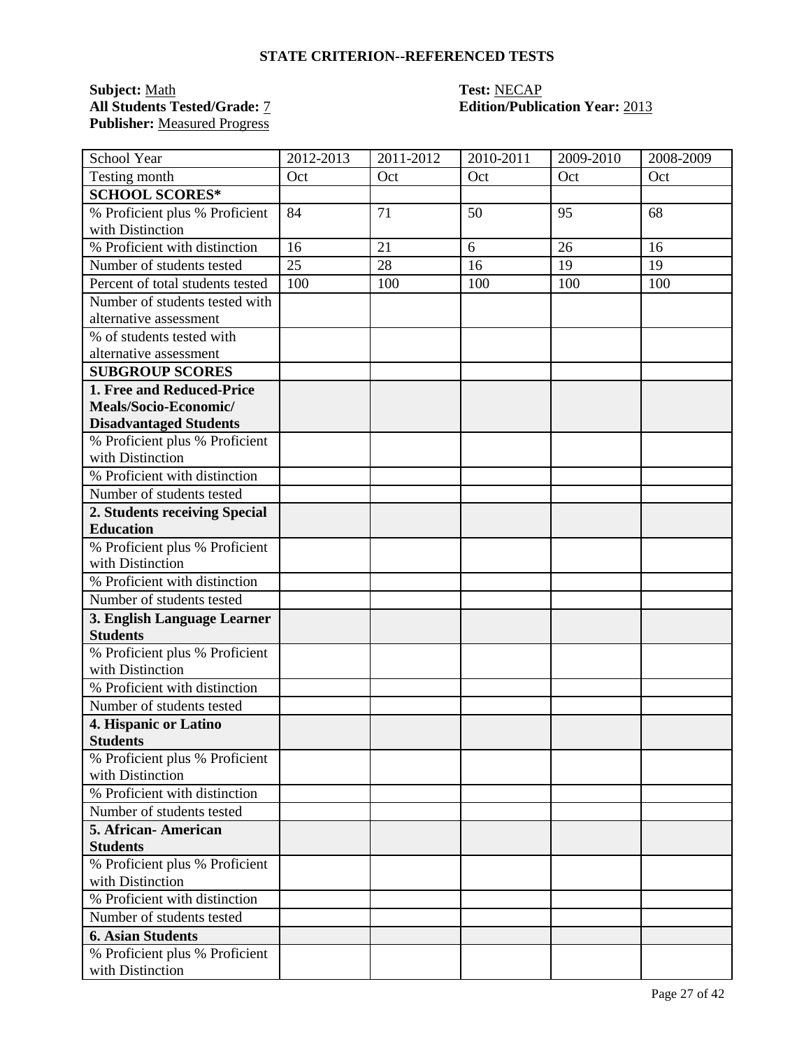**STATE CRITERION--REFERENCED TESTS**

**Subject:** Math
**All Students Tested/Grade:** 7
**Publisher:** Measured Progress

**Test:** NECAP
**Edition/Publication Year:** 2013

| School Year | 2012-2013 | 2011-2012 | 2010-2011 | 2009-2010 | 2008-2009 |
|---|---|---|---|---|---|
| Testing month | Oct | Oct | Oct | Oct | Oct |
| **SCHOOL SCORES*** | | | | | |
| % Proficient plus % Proficient with Distinction | 84 | 71 | 50 | 95 | 68 |
| % Proficient with distinction | 16 | 21 | 6 | 26 | 16 |
| Number of students tested | 25 | 28 | 16 | 19 | 19 |
| Percent of total students tested | 100 | 100 | 100 | 100 | 100 |
| Number of students tested with alternative assessment | | | | | |
| % of students tested with alternative assessment | | | | | |
| **SUBGROUP SCORES** | | | | | |
| **1. Free and Reduced-Price Meals/Socio-Economic/ Disadvantaged Students** | | | | | |
| % Proficient plus % Proficient with Distinction | | | | | |
| % Proficient with distinction | | | | | |
| Number of students tested | | | | | |
| **2. Students receiving Special Education** | | | | | |
| % Proficient plus % Proficient with Distinction | | | | | |
| % Proficient with distinction | | | | | |
| Number of students tested | | | | | |
| **3. English Language Learner Students** | | | | | |
| % Proficient plus % Proficient with Distinction | | | | | |
| % Proficient with distinction | | | | | |
| Number of students tested | | | | | |
| **4. Hispanic or Latino Students** | | | | | |
| % Proficient plus % Proficient with Distinction | | | | | |
| % Proficient with distinction | | | | | |
| Number of students tested | | | | | |
| **5. African- American Students** | | | | | |
| % Proficient plus % Proficient with Distinction | | | | | |
| % Proficient with distinction | | | | | |
| Number of students tested | | | | | |
| **6. Asian Students** | | | | | |
| % Proficient plus % Proficient with Distinction | | | | | |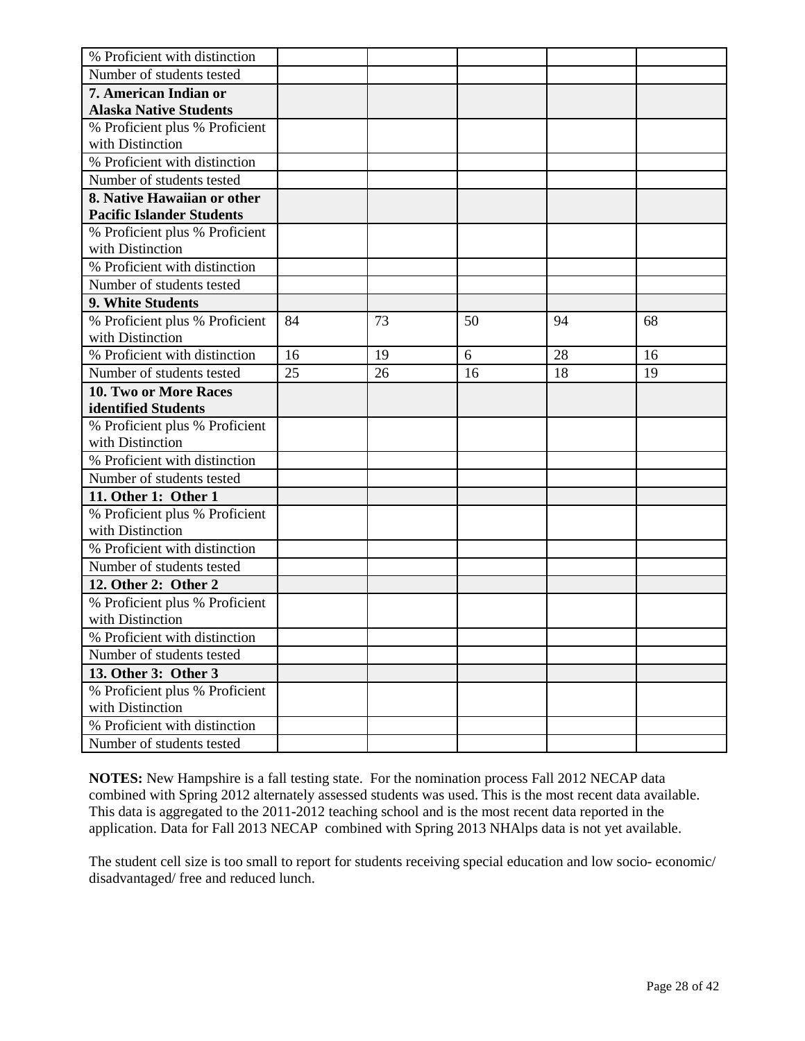| | | | | | |
|---|---|---|---|---|---|
| % Proficient with distinction | | | | | |
| Number of students tested | | | | | |
| **7. American Indian or Alaska Native Students** | | | | | |
| % Proficient plus % Proficient with Distinction | | | | | |
| % Proficient with distinction | | | | | |
| Number of students tested | | | | | |
| **8. Native Hawaiian or other Pacific Islander Students** | | | | | |
| % Proficient plus % Proficient with Distinction | | | | | |
| % Proficient with distinction | | | | | |
| Number of students tested | | | | | |
| **9. White Students** | | | | | |
| % Proficient plus % Proficient with Distinction | 84 | 73 | 50 | 94 | 68 |
| % Proficient with distinction | 16 | 19 | 6 | 28 | 16 |
| Number of students tested | 25 | 26 | 16 | 18 | 19 |
| **10. Two or More Races identified Students** | | | | | |
| % Proficient plus % Proficient with Distinction | | | | | |
| % Proficient with distinction | | | | | |
| Number of students tested | | | | | |
| **11. Other 1: Other 1** | | | | | |
| % Proficient plus % Proficient with Distinction | | | | | |
| % Proficient with distinction | | | | | |
| Number of students tested | | | | | |
| **12. Other 2: Other 2** | | | | | |
| % Proficient plus % Proficient with Distinction | | | | | |
| % Proficient with distinction | | | | | |
| Number of students tested | | | | | |
| **13. Other 3: Other 3** | | | | | |
| % Proficient plus % Proficient with Distinction | | | | | |
| % Proficient with distinction | | | | | |
| Number of students tested | | | | | |

**NOTES:** New Hampshire is a fall testing state. For the nomination process Fall 2012 NECAP data combined with Spring 2012 alternately assessed students was used. This is the most recent data available. This data is aggregated to the 2011-2012 teaching school and is the most recent data reported in the application. Data for Fall 2013 NECAP combined with Spring 2013 NHAlps data is not yet available.

The student cell size is too small to report for students receiving special education and low socio- economic/ disadvantaged/ free and reduced lunch.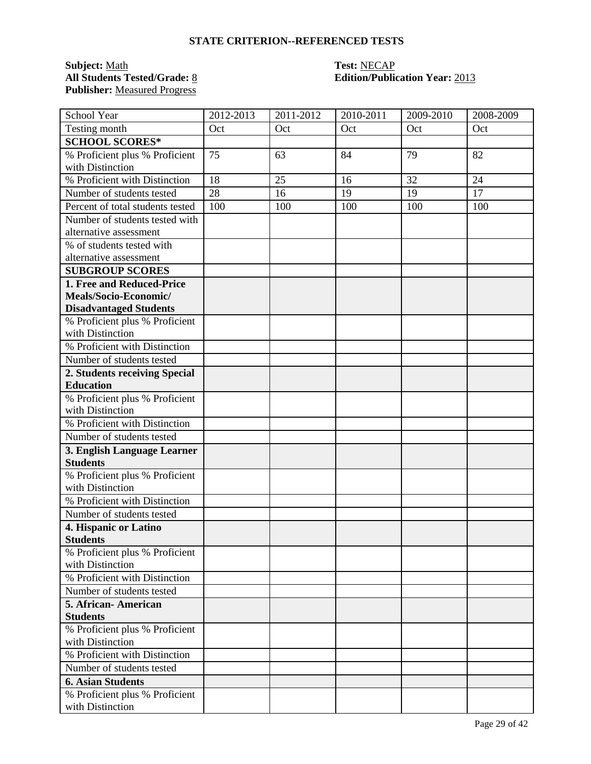# STATE CRITERION--REFERENCED TESTS

**Subject:** Math
**All Students Tested/Grade:** 8
**Publisher:** Measured Progress

**Test:** NECAP
**Edition/Publication Year:** 2013

| School Year | 2012-2013 | 2011-2012 | 2010-2011 | 2009-2010 | 2008-2009 |
|---|---|---|---|---|---|
| Testing month | Oct | Oct | Oct | Oct | Oct |
| **SCHOOL SCORES*** | | | | | |
| % Proficient plus % Proficient with Distinction | 75 | 63 | 84 | 79 | 82 |
| % Proficient with Distinction | 18 | 25 | 16 | 32 | 24 |
| Number of students tested | 28 | 16 | 19 | 19 | 17 |
| Percent of total students tested | 100 | 100 | 100 | 100 | 100 |
| Number of students tested with alternative assessment | | | | | |
| % of students tested with alternative assessment | | | | | |
| **SUBGROUP SCORES** | | | | | |
| **1. Free and Reduced-Price Meals/Socio-Economic/ Disadvantaged Students** | | | | | |
| % Proficient plus % Proficient with Distinction | | | | | |
| % Proficient with Distinction | | | | | |
| Number of students tested | | | | | |
| **2. Students receiving Special Education** | | | | | |
| % Proficient plus % Proficient with Distinction | | | | | |
| % Proficient with Distinction | | | | | |
| Number of students tested | | | | | |
| **3. English Language Learner Students** | | | | | |
| % Proficient plus % Proficient with Distinction | | | | | |
| % Proficient with Distinction | | | | | |
| Number of students tested | | | | | |
| **4. Hispanic or Latino Students** | | | | | |
| % Proficient plus % Proficient with Distinction | | | | | |
| % Proficient with Distinction | | | | | |
| Number of students tested | | | | | |
| **5. African- American Students** | | | | | |
| % Proficient plus % Proficient with Distinction | | | | | |
| % Proficient with Distinction | | | | | |
| Number of students tested | | | | | |
| **6. Asian Students** | | | | | |
| % Proficient plus % Proficient with Distinction | | | | | |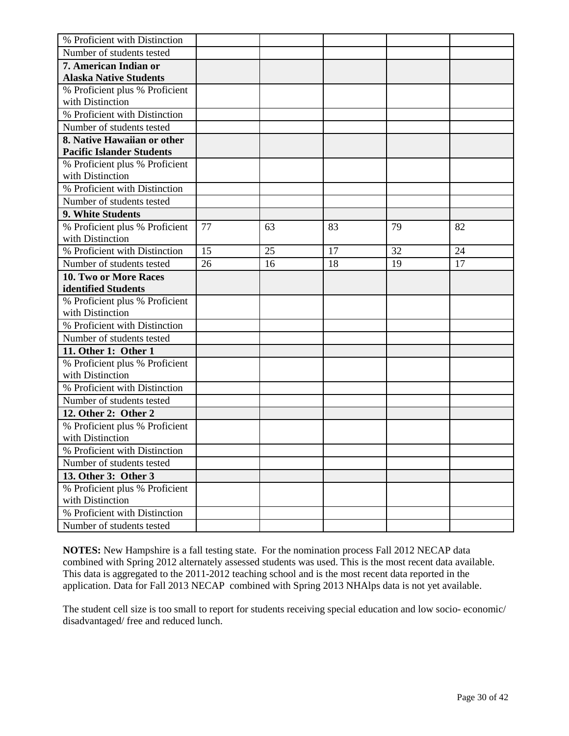| % Proficient with Distinction | | | | | |
|---|---|---|---|---|---|
| Number of students tested | | | | | |
| **7. American Indian or Alaska Native Students** | | | | | |
| % Proficient plus % Proficient with Distinction | | | | | |
| % Proficient with Distinction | | | | | |
| Number of students tested | | | | | |
| **8. Native Hawaiian or other Pacific Islander Students** | | | | | |
| % Proficient plus % Proficient with Distinction | | | | | |
| % Proficient with Distinction | | | | | |
| Number of students tested | | | | | |
| **9. White Students** | | | | | |
| % Proficient plus % Proficient with Distinction | 77 | 63 | 83 | 79 | 82 |
| % Proficient with Distinction | 15 | 25 | 17 | 32 | 24 |
| Number of students tested | 26 | 16 | 18 | 19 | 17 |
| **10. Two or More Races identified Students** | | | | | |
| % Proficient plus % Proficient with Distinction | | | | | |
| % Proficient with Distinction | | | | | |
| Number of students tested | | | | | |
| **11. Other 1: Other 1** | | | | | |
| % Proficient plus % Proficient with Distinction | | | | | |
| % Proficient with Distinction | | | | | |
| Number of students tested | | | | | |
| **12. Other 2: Other 2** | | | | | |
| % Proficient plus % Proficient with Distinction | | | | | |
| % Proficient with Distinction | | | | | |
| Number of students tested | | | | | |
| **13. Other 3: Other 3** | | | | | |
| % Proficient plus % Proficient with Distinction | | | | | |
| % Proficient with Distinction | | | | | |
| Number of students tested | | | | | |

**NOTES:** New Hampshire is a fall testing state. For the nomination process Fall 2012 NECAP data combined with Spring 2012 alternately assessed students was used. This is the most recent data available. This data is aggregated to the 2011-2012 teaching school and is the most recent data reported in the application. Data for Fall 2013 NECAP combined with Spring 2013 NHAlps data is not yet available.

The student cell size is too small to report for students receiving special education and low socio- economic/ disadvantaged/ free and reduced lunch.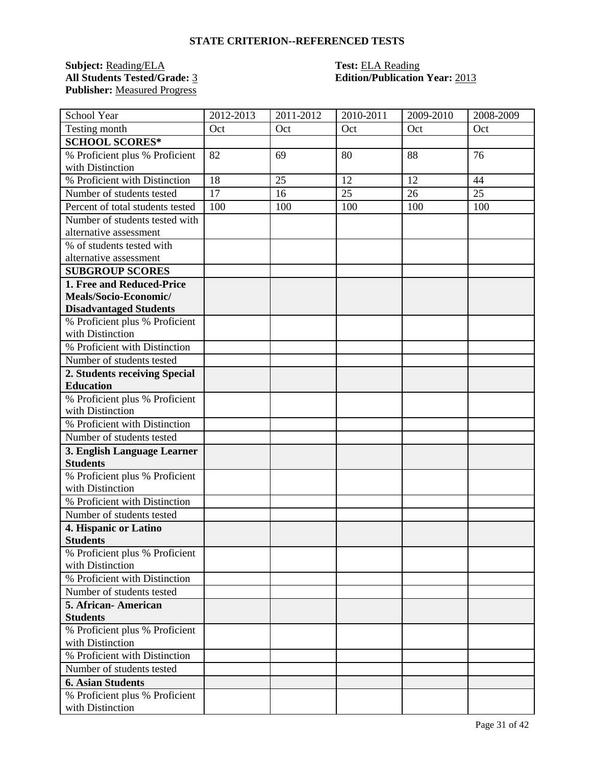## STATE CRITERION--REFERENCED TESTS

**Subject:** Reading/ELA
**All Students Tested/Grade:** 3
**Publisher:** Measured Progress

**Test:** ELA Reading
**Edition/Publication Year:** 2013

| School Year | 2012-2013 | 2011-2012 | 2010-2011 | 2009-2010 | 2008-2009 |
|---|---|---|---|---|---|
| Testing month | Oct | Oct | Oct | Oct | Oct |
| **SCHOOL SCORES*** | | | | | |
| % Proficient plus % Proficient with Distinction | 82 | 69 | 80 | 88 | 76 |
| % Proficient with Distinction | 18 | 25 | 12 | 12 | 44 |
| Number of students tested | 17 | 16 | 25 | 26 | 25 |
| Percent of total students tested | 100 | 100 | 100 | 100 | 100 |
| Number of students tested with alternative assessment | | | | | |
| % of students tested with alternative assessment | | | | | |
| **SUBGROUP SCORES** | | | | | |
| **1. Free and Reduced-Price Meals/Socio-Economic/ Disadvantaged Students** | | | | | |
| % Proficient plus % Proficient with Distinction | | | | | |
| % Proficient with Distinction | | | | | |
| Number of students tested | | | | | |
| **2. Students receiving Special Education** | | | | | |
| % Proficient plus % Proficient with Distinction | | | | | |
| % Proficient with Distinction | | | | | |
| Number of students tested | | | | | |
| **3. English Language Learner Students** | | | | | |
| % Proficient plus % Proficient with Distinction | | | | | |
| % Proficient with Distinction | | | | | |
| Number of students tested | | | | | |
| **4. Hispanic or Latino Students** | | | | | |
| % Proficient plus % Proficient with Distinction | | | | | |
| % Proficient with Distinction | | | | | |
| Number of students tested | | | | | |
| **5. African- American Students** | | | | | |
| % Proficient plus % Proficient with Distinction | | | | | |
| % Proficient with Distinction | | | | | |
| Number of students tested | | | | | |
| **6. Asian Students** | | | | | |
| % Proficient plus % Proficient with Distinction | | | | | |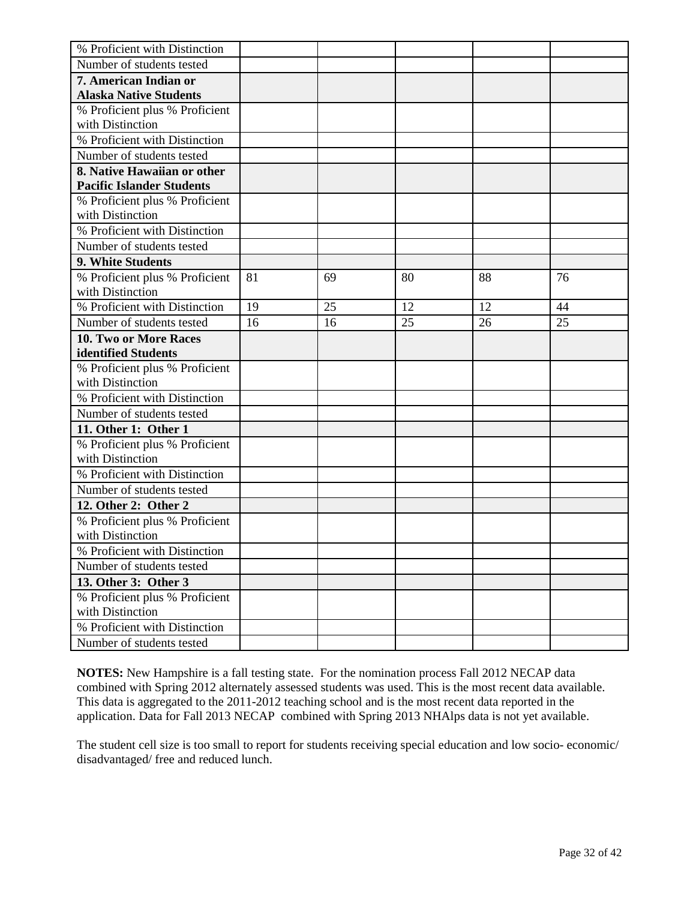| | | | | | |
|---|---|---|---|---|---|
| % Proficient with Distinction | | | | | |
| Number of students tested | | | | | |
| **7. American Indian or Alaska Native Students** | | | | | |
| % Proficient plus % Proficient with Distinction | | | | | |
| % Proficient with Distinction | | | | | |
| Number of students tested | | | | | |
| **8. Native Hawaiian or other Pacific Islander Students** | | | | | |
| % Proficient plus % Proficient with Distinction | | | | | |
| % Proficient with Distinction | | | | | |
| Number of students tested | | | | | |
| **9. White Students** | | | | | |
| % Proficient plus % Proficient with Distinction | 81 | 69 | 80 | 88 | 76 |
| % Proficient with Distinction | 19 | 25 | 12 | 12 | 44 |
| Number of students tested | 16 | 16 | 25 | 26 | 25 |
| **10. Two or More Races identified Students** | | | | | |
| % Proficient plus % Proficient with Distinction | | | | | |
| % Proficient with Distinction | | | | | |
| Number of students tested | | | | | |
| **11. Other 1: Other 1** | | | | | |
| % Proficient plus % Proficient with Distinction | | | | | |
| % Proficient with Distinction | | | | | |
| Number of students tested | | | | | |
| **12. Other 2: Other 2** | | | | | |
| % Proficient plus % Proficient with Distinction | | | | | |
| % Proficient with Distinction | | | | | |
| Number of students tested | | | | | |
| **13. Other 3: Other 3** | | | | | |
| % Proficient plus % Proficient with Distinction | | | | | |
| % Proficient with Distinction | | | | | |
| Number of students tested | | | | | |

**NOTES:** New Hampshire is a fall testing state. For the nomination process Fall 2012 NECAP data combined with Spring 2012 alternately assessed students was used. This is the most recent data available. This data is aggregated to the 2011-2012 teaching school and is the most recent data reported in the application. Data for Fall 2013 NECAP combined with Spring 2013 NHAlps data is not yet available.

The student cell size is too small to report for students receiving special education and low socio- economic/ disadvantaged/ free and reduced lunch.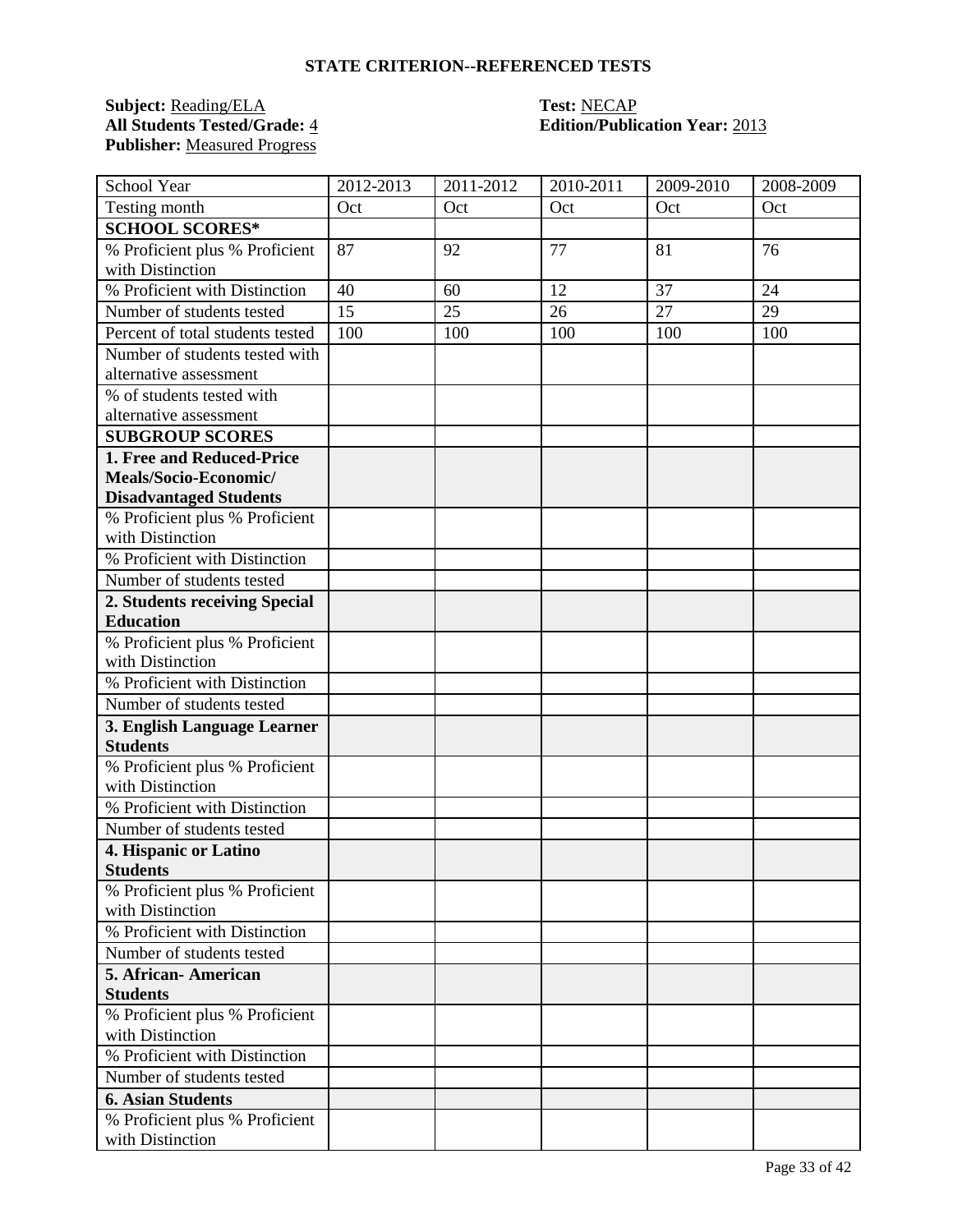## STATE CRITERION--REFERENCED TESTS

**Subject:** Reading/ELA
**All Students Tested/Grade:** 4
**Publisher:** Measured Progress

**Test:** NECAP
**Edition/Publication Year:** 2013

| School Year | 2012-2013 | 2011-2012 | 2010-2011 | 2009-2010 | 2008-2009 |
|---|---|---|---|---|---|
| Testing month | Oct | Oct | Oct | Oct | Oct |
| **SCHOOL SCORES*** | | | | | |
| % Proficient plus % Proficient with Distinction | 87 | 92 | 77 | 81 | 76 |
| % Proficient with Distinction | 40 | 60 | 12 | 37 | 24 |
| Number of students tested | 15 | 25 | 26 | 27 | 29 |
| Percent of total students tested | 100 | 100 | 100 | 100 | 100 |
| Number of students tested with alternative assessment | | | | | |
| % of students tested with alternative assessment | | | | | |
| **SUBGROUP SCORES** | | | | | |
| **1. Free and Reduced-Price Meals/Socio-Economic/ Disadvantaged Students** | | | | | |
| % Proficient plus % Proficient with Distinction | | | | | |
| % Proficient with Distinction | | | | | |
| Number of students tested | | | | | |
| **2. Students receiving Special Education** | | | | | |
| % Proficient plus % Proficient with Distinction | | | | | |
| % Proficient with Distinction | | | | | |
| Number of students tested | | | | | |
| **3. English Language Learner Students** | | | | | |
| % Proficient plus % Proficient with Distinction | | | | | |
| % Proficient with Distinction | | | | | |
| Number of students tested | | | | | |
| **4. Hispanic or Latino Students** | | | | | |
| % Proficient plus % Proficient with Distinction | | | | | |
| % Proficient with Distinction | | | | | |
| Number of students tested | | | | | |
| **5. African- American Students** | | | | | |
| % Proficient plus % Proficient with Distinction | | | | | |
| % Proficient with Distinction | | | | | |
| Number of students tested | | | | | |
| **6. Asian Students** | | | | | |
| % Proficient plus % Proficient with Distinction | | | | | |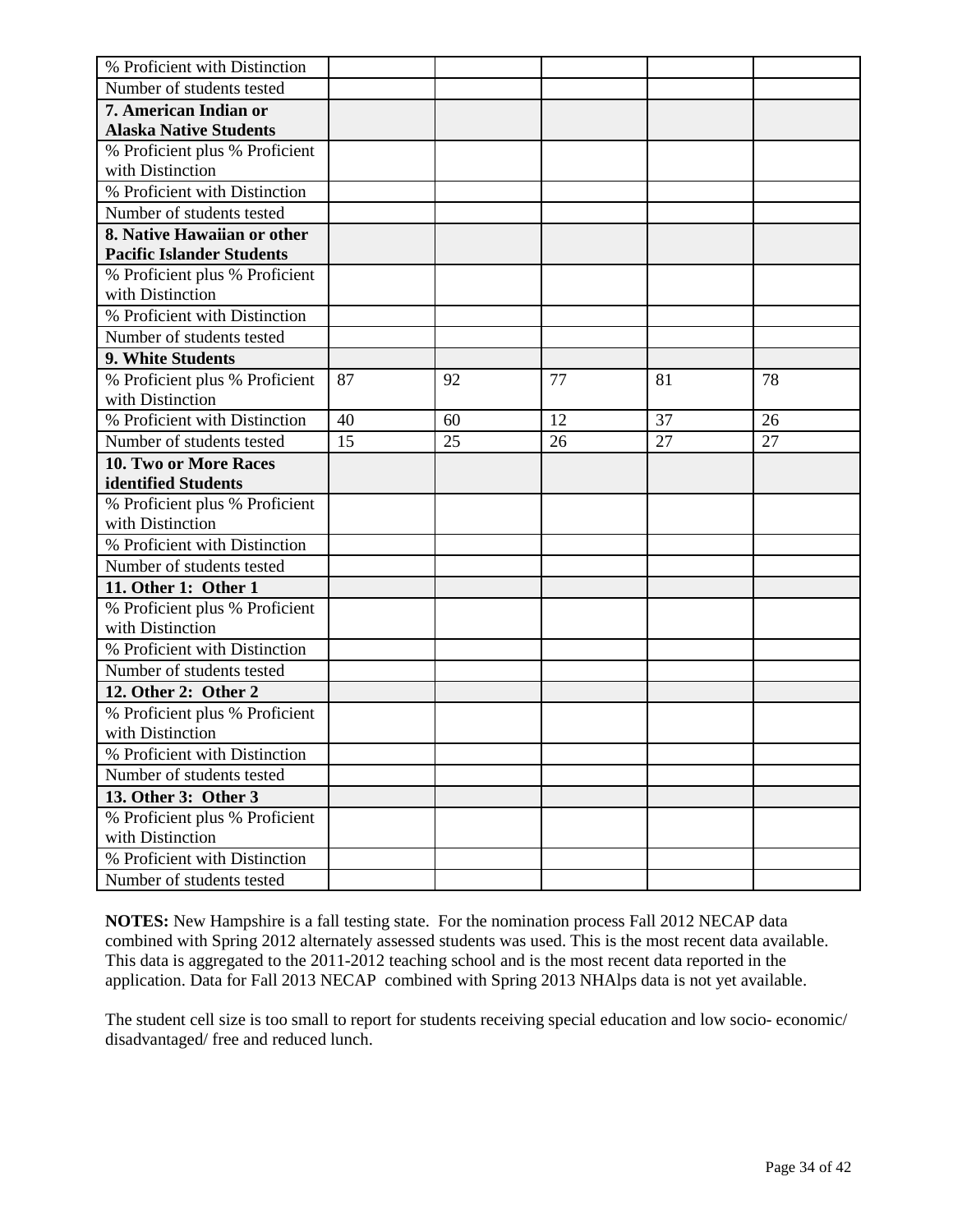| | | | | | |
|---|---|---|---|---|---|
| % Proficient with Distinction | | | | | |
| Number of students tested | | | | | |
| **7. American Indian or Alaska Native Students** | | | | | |
| % Proficient plus % Proficient with Distinction | | | | | |
| % Proficient with Distinction | | | | | |
| Number of students tested | | | | | |
| **8. Native Hawaiian or other Pacific Islander Students** | | | | | |
| % Proficient plus % Proficient with Distinction | | | | | |
| % Proficient with Distinction | | | | | |
| Number of students tested | | | | | |
| **9. White Students** | | | | | |
| % Proficient plus % Proficient with Distinction | 87 | 92 | 77 | 81 | 78 |
| % Proficient with Distinction | 40 | 60 | 12 | 37 | 26 |
| Number of students tested | 15 | 25 | 26 | 27 | 27 |
| **10. Two or More Races identified Students** | | | | | |
| % Proficient plus % Proficient with Distinction | | | | | |
| % Proficient with Distinction | | | | | |
| Number of students tested | | | | | |
| **11. Other 1: Other 1** | | | | | |
| % Proficient plus % Proficient with Distinction | | | | | |
| % Proficient with Distinction | | | | | |
| Number of students tested | | | | | |
| **12. Other 2: Other 2** | | | | | |
| % Proficient plus % Proficient with Distinction | | | | | |
| % Proficient with Distinction | | | | | |
| Number of students tested | | | | | |
| **13. Other 3: Other 3** | | | | | |
| % Proficient plus % Proficient with Distinction | | | | | |
| % Proficient with Distinction | | | | | |
| Number of students tested | | | | | |

**NOTES:** New Hampshire is a fall testing state. For the nomination process Fall 2012 NECAP data combined with Spring 2012 alternately assessed students was used. This is the most recent data available. This data is aggregated to the 2011-2012 teaching school and is the most recent data reported in the application. Data for Fall 2013 NECAP combined with Spring 2013 NHAlps data is not yet available.

The student cell size is too small to report for students receiving special education and low socio- economic/ disadvantaged/ free and reduced lunch.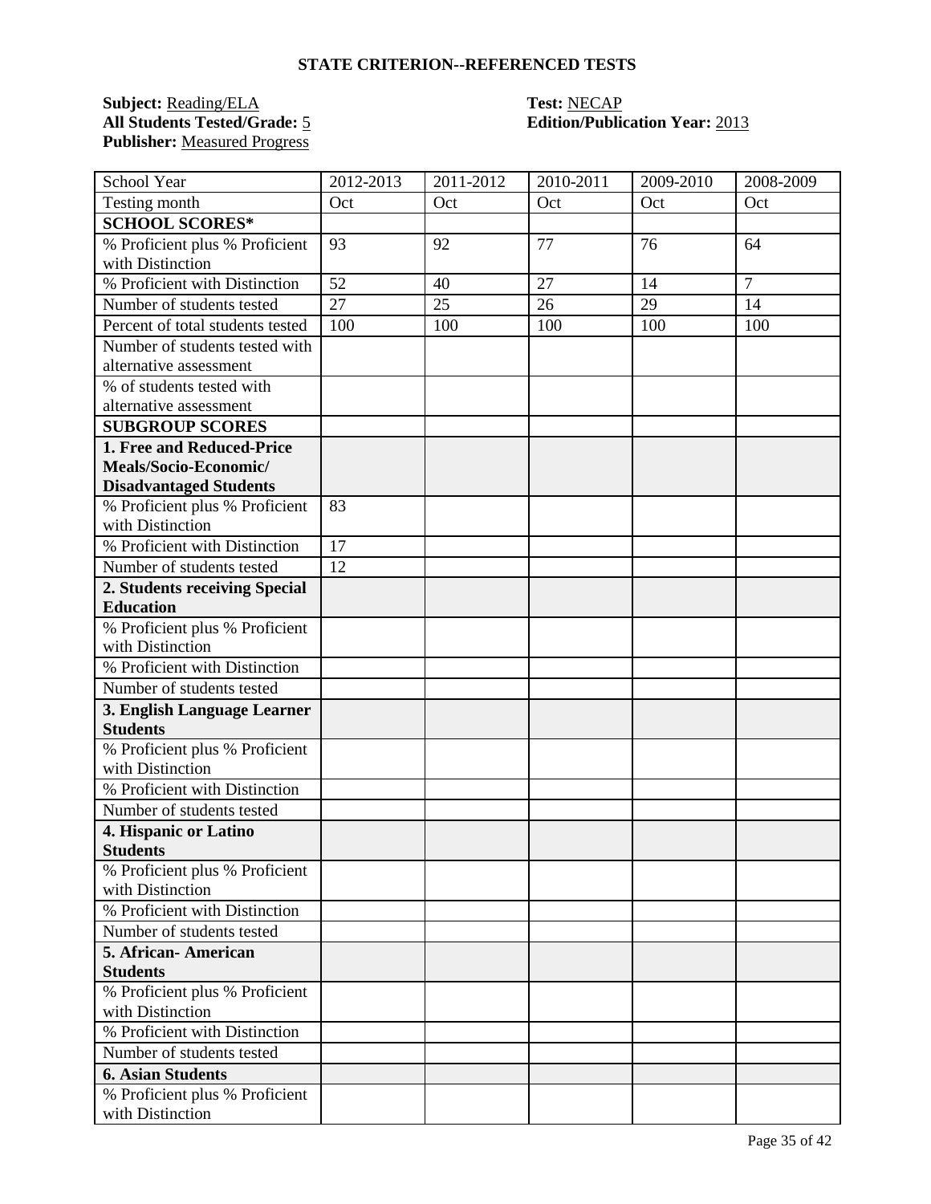## STATE CRITERION--REFERENCED TESTS

**Subject:** Reading/ELA
**All Students Tested/Grade:** 5
**Publisher:** Measured Progress

**Test:** NECAP
**Edition/Publication Year:** 2013

| School Year | 2012-2013 | 2011-2012 | 2010-2011 | 2009-2010 | 2008-2009 |
| --- | --- | --- | --- | --- | --- |
| Testing month | Oct | Oct | Oct | Oct | Oct |
| **SCHOOL SCORES*** | | | | | |
| % Proficient plus % Proficient with Distinction | 93 | 92 | 77 | 76 | 64 |
| % Proficient with Distinction | 52 | 40 | 27 | 14 | 7 |
| Number of students tested | 27 | 25 | 26 | 29 | 14 |
| Percent of total students tested | 100 | 100 | 100 | 100 | 100 |
| Number of students tested with alternative assessment | | | | | |
| % of students tested with alternative assessment | | | | | |
| **SUBGROUP SCORES** | | | | | |
| **1. Free and Reduced-Price Meals/Socio-Economic/ Disadvantaged Students** | | | | | |
| % Proficient plus % Proficient with Distinction | 83 | | | | |
| % Proficient with Distinction | 17 | | | | |
| Number of students tested | 12 | | | | |
| **2. Students receiving Special Education** | | | | | |
| % Proficient plus % Proficient with Distinction | | | | | |
| % Proficient with Distinction | | | | | |
| Number of students tested | | | | | |
| **3. English Language Learner Students** | | | | | |
| % Proficient plus % Proficient with Distinction | | | | | |
| % Proficient with Distinction | | | | | |
| Number of students tested | | | | | |
| **4. Hispanic or Latino Students** | | | | | |
| % Proficient plus % Proficient with Distinction | | | | | |
| % Proficient with Distinction | | | | | |
| Number of students tested | | | | | |
| **5. African- American Students** | | | | | |
| % Proficient plus % Proficient with Distinction | | | | | |
| % Proficient with Distinction | | | | | |
| Number of students tested | | | | | |
| **6. Asian Students** | | | | | |
| % Proficient plus % Proficient with Distinction | | | | | |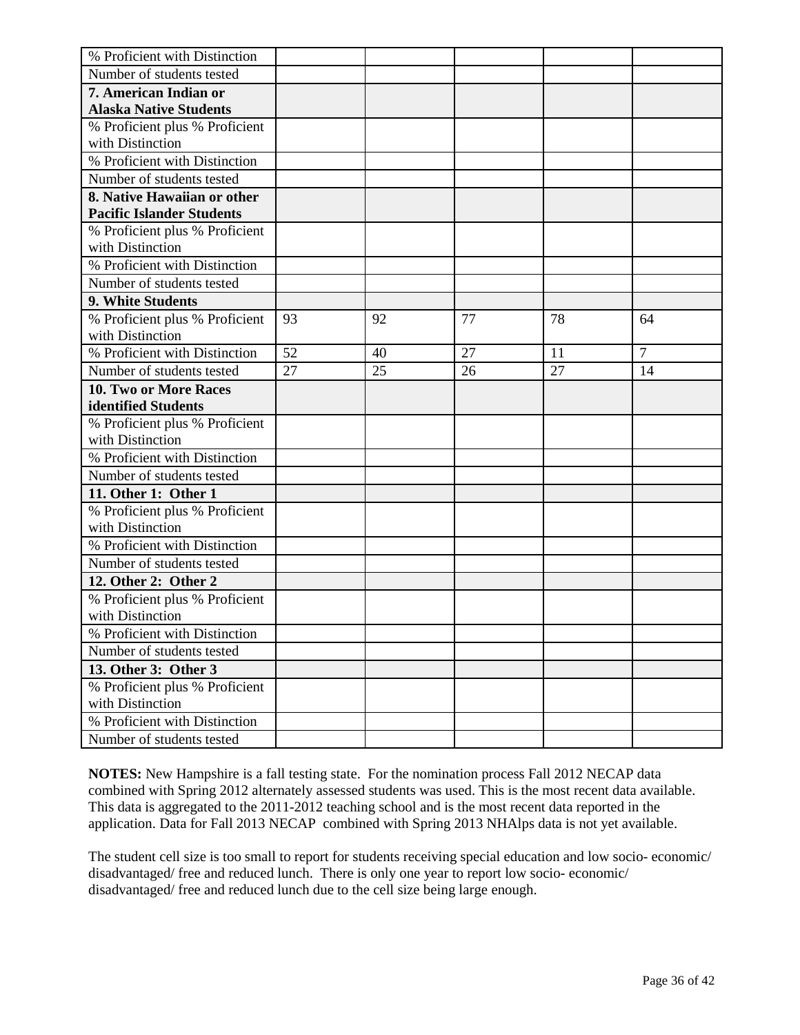| | | | | | |
|---|---|---|---|---|---|
| % Proficient with Distinction | | | | | |
| Number of students tested | | | | | |
| **7. American Indian or Alaska Native Students** | | | | | |
| % Proficient plus % Proficient with Distinction | | | | | |
| % Proficient with Distinction | | | | | |
| Number of students tested | | | | | |
| **8. Native Hawaiian or other Pacific Islander Students** | | | | | |
| % Proficient plus % Proficient with Distinction | | | | | |
| % Proficient with Distinction | | | | | |
| Number of students tested | | | | | |
| **9. White Students** | | | | | |
| % Proficient plus % Proficient with Distinction | 93 | 92 | 77 | 78 | 64 |
| % Proficient with Distinction | 52 | 40 | 27 | 11 | 7 |
| Number of students tested | 27 | 25 | 26 | 27 | 14 |
| **10. Two or More Races identified Students** | | | | | |
| % Proficient plus % Proficient with Distinction | | | | | |
| % Proficient with Distinction | | | | | |
| Number of students tested | | | | | |
| **11. Other 1: Other 1** | | | | | |
| % Proficient plus % Proficient with Distinction | | | | | |
| % Proficient with Distinction | | | | | |
| Number of students tested | | | | | |
| **12. Other 2: Other 2** | | | | | |
| % Proficient plus % Proficient with Distinction | | | | | |
| % Proficient with Distinction | | | | | |
| Number of students tested | | | | | |
| **13. Other 3: Other 3** | | | | | |
| % Proficient plus % Proficient with Distinction | | | | | |
| % Proficient with Distinction | | | | | |
| Number of students tested | | | | | |

**NOTES:** New Hampshire is a fall testing state. For the nomination process Fall 2012 NECAP data combined with Spring 2012 alternately assessed students was used. This is the most recent data available. This data is aggregated to the 2011-2012 teaching school and is the most recent data reported in the application. Data for Fall 2013 NECAP combined with Spring 2013 NHAlps data is not yet available.

The student cell size is too small to report for students receiving special education and low socio- economic/ disadvantaged/ free and reduced lunch. There is only one year to report low socio- economic/ disadvantaged/ free and reduced lunch due to the cell size being large enough.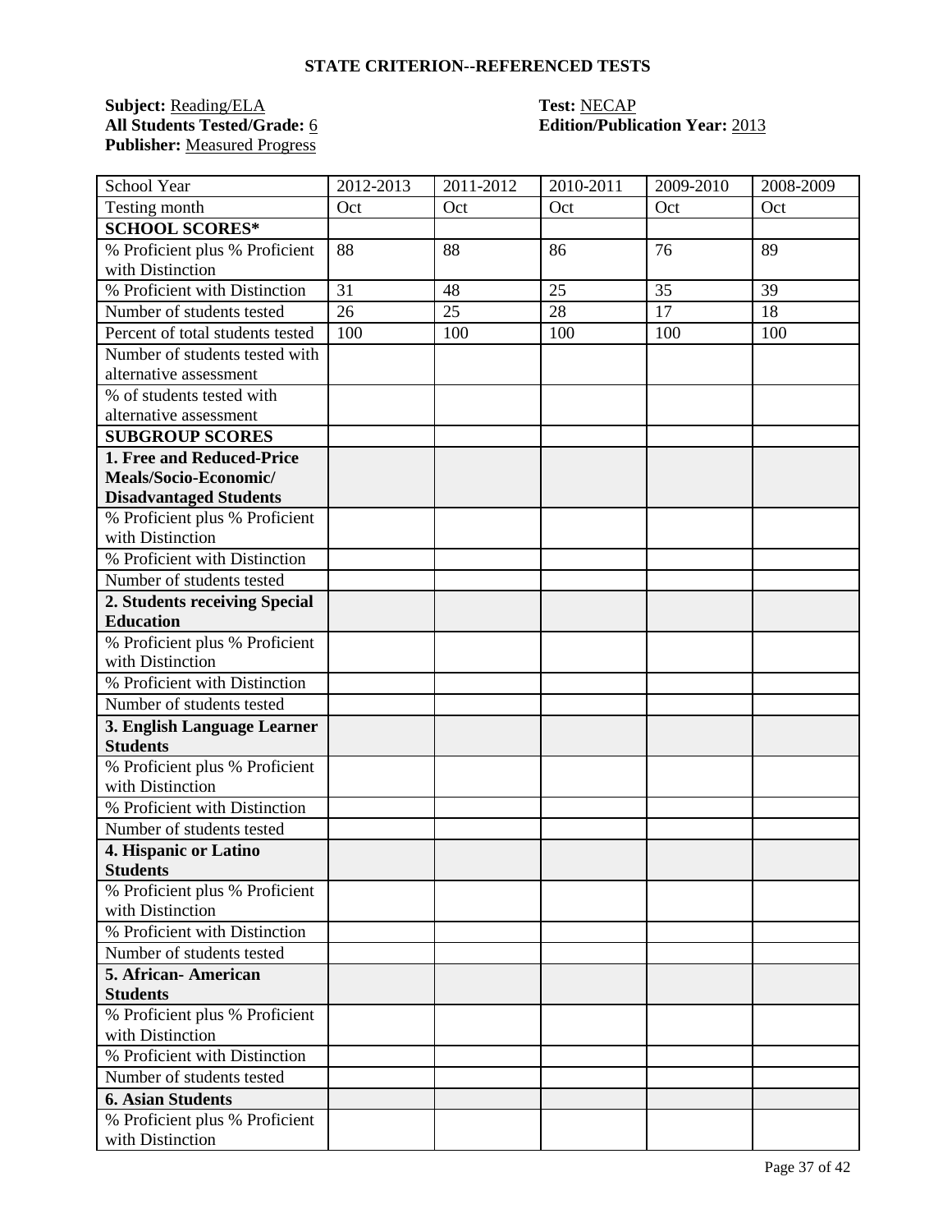**STATE CRITERION--REFERENCED TESTS**

**Subject:** Reading/ELA
**All Students Tested/Grade:** 6
**Publisher:** Measured Progress

**Test:** NECAP
**Edition/Publication Year:** 2013

| School Year | 2012-2013 | 2011-2012 | 2010-2011 | 2009-2010 | 2008-2009 |
|---|---|---|---|---|---|
| Testing month | Oct | Oct | Oct | Oct | Oct |
| **SCHOOL SCORES*** | | | | | |
| % Proficient plus % Proficient with Distinction | 88 | 88 | 86 | 76 | 89 |
| % Proficient with Distinction | 31 | 48 | 25 | 35 | 39 |
| Number of students tested | 26 | 25 | 28 | 17 | 18 |
| Percent of total students tested | 100 | 100 | 100 | 100 | 100 |
| Number of students tested with alternative assessment | | | | | |
| % of students tested with alternative assessment | | | | | |
| **SUBGROUP SCORES** | | | | | |
| **1. Free and Reduced-Price Meals/Socio-Economic/ Disadvantaged Students** | | | | | |
| % Proficient plus % Proficient with Distinction | | | | | |
| % Proficient with Distinction | | | | | |
| Number of students tested | | | | | |
| **2. Students receiving Special Education** | | | | | |
| % Proficient plus % Proficient with Distinction | | | | | |
| % Proficient with Distinction | | | | | |
| Number of students tested | | | | | |
| **3. English Language Learner Students** | | | | | |
| % Proficient plus % Proficient with Distinction | | | | | |
| % Proficient with Distinction | | | | | |
| Number of students tested | | | | | |
| **4. Hispanic or Latino Students** | | | | | |
| % Proficient plus % Proficient with Distinction | | | | | |
| % Proficient with Distinction | | | | | |
| Number of students tested | | | | | |
| **5. African- American Students** | | | | | |
| % Proficient plus % Proficient with Distinction | | | | | |
| % Proficient with Distinction | | | | | |
| Number of students tested | | | | | |
| **6. Asian Students** | | | | | |
| % Proficient plus % Proficient with Distinction | | | | | |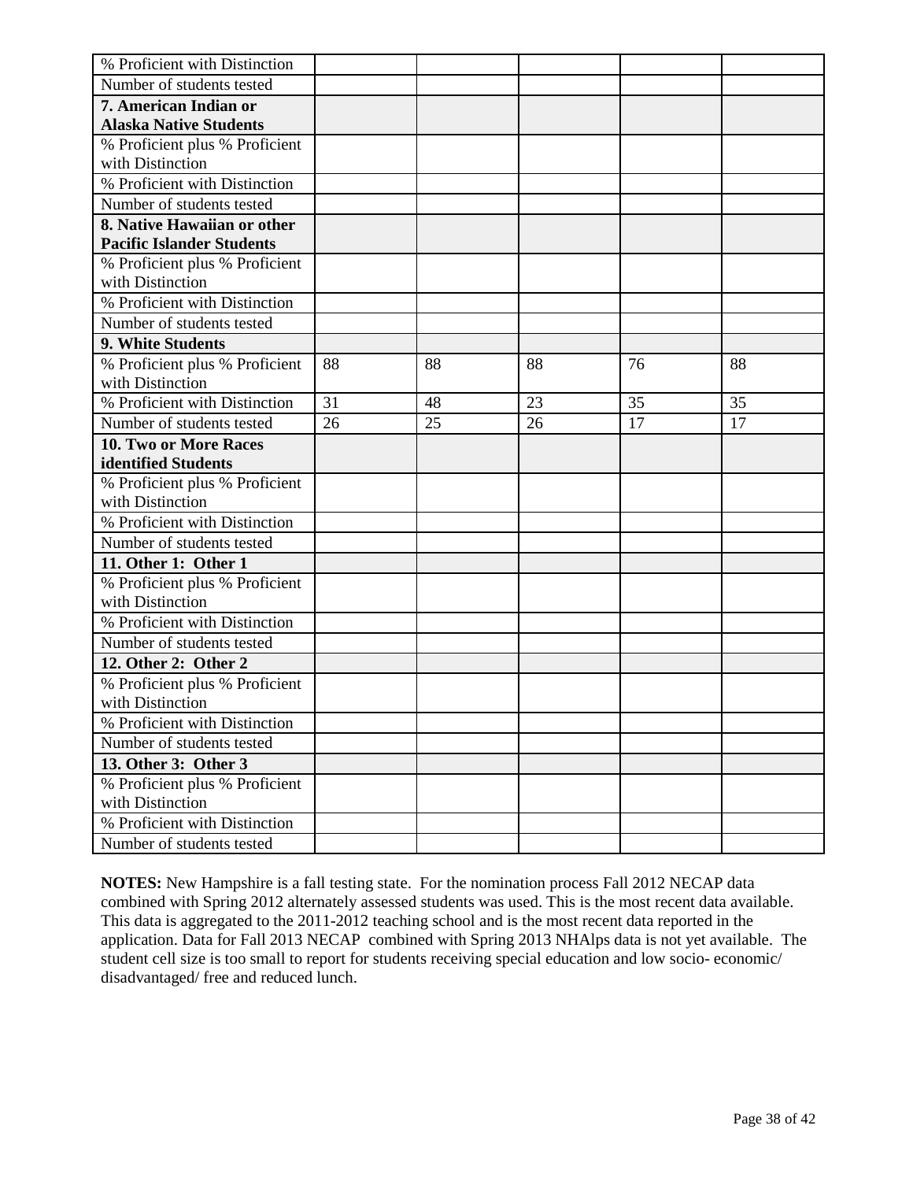| % Proficient with Distinction | | | | | |
|---|---|---|---|---|---|
| Number of students tested | | | | | |
| **7. American Indian or Alaska Native Students** | | | | | |
| % Proficient plus % Proficient with Distinction | | | | | |
| % Proficient with Distinction | | | | | |
| Number of students tested | | | | | |
| **8. Native Hawaiian or other Pacific Islander Students** | | | | | |
| % Proficient plus % Proficient with Distinction | | | | | |
| % Proficient with Distinction | | | | | |
| Number of students tested | | | | | |
| **9. White Students** | | | | | |
| % Proficient plus % Proficient with Distinction | 88 | 88 | 88 | 76 | 88 |
| % Proficient with Distinction | 31 | 48 | 23 | 35 | 35 |
| Number of students tested | 26 | 25 | 26 | 17 | 17 |
| **10. Two or More Races identified Students** | | | | | |
| % Proficient plus % Proficient with Distinction | | | | | |
| % Proficient with Distinction | | | | | |
| Number of students tested | | | | | |
| **11. Other 1: Other 1** | | | | | |
| % Proficient plus % Proficient with Distinction | | | | | |
| % Proficient with Distinction | | | | | |
| Number of students tested | | | | | |
| **12. Other 2: Other 2** | | | | | |
| % Proficient plus % Proficient with Distinction | | | | | |
| % Proficient with Distinction | | | | | |
| Number of students tested | | | | | |
| **13. Other 3: Other 3** | | | | | |
| % Proficient plus % Proficient with Distinction | | | | | |
| % Proficient with Distinction | | | | | |
| Number of students tested | | | | | |

**NOTES:** New Hampshire is a fall testing state. For the nomination process Fall 2012 NECAP data combined with Spring 2012 alternately assessed students was used. This is the most recent data available. This data is aggregated to the 2011-2012 teaching school and is the most recent data reported in the application. Data for Fall 2013 NECAP combined with Spring 2013 NHAlps data is not yet available. The student cell size is too small to report for students receiving special education and low socio- economic/ disadvantaged/ free and reduced lunch.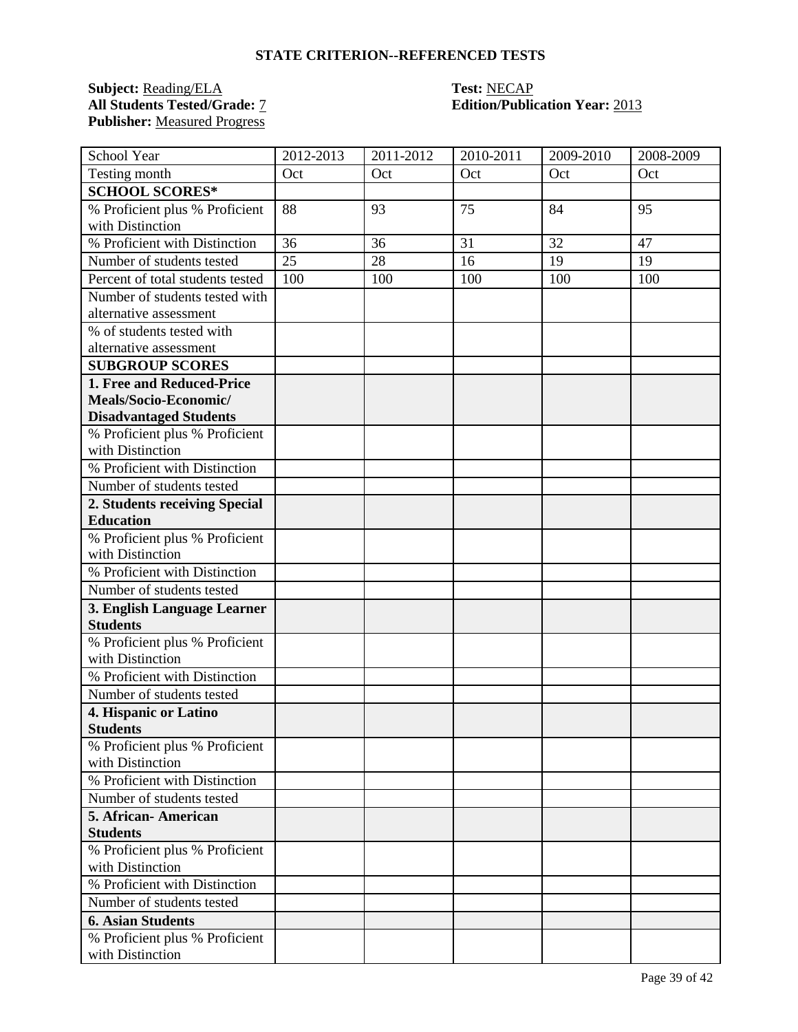**STATE CRITERION--REFERENCED TESTS**

**Subject:** Reading/ELA
**All Students Tested/Grade:** 7
**Publisher:** Measured Progress

**Test:** NECAP
**Edition/Publication Year:** 2013

| School Year | 2012-2013 | 2011-2012 | 2010-2011 | 2009-2010 | 2008-2009 |
|---|---|---|---|---|---|
| Testing month | Oct | Oct | Oct | Oct | Oct |
| **SCHOOL SCORES*** | | | | | |
| % Proficient plus % Proficient with Distinction | 88 | 93 | 75 | 84 | 95 |
| % Proficient with Distinction | 36 | 36 | 31 | 32 | 47 |
| Number of students tested | 25 | 28 | 16 | 19 | 19 |
| Percent of total students tested | 100 | 100 | 100 | 100 | 100 |
| Number of students tested with alternative assessment | | | | | |
| % of students tested with alternative assessment | | | | | |
| **SUBGROUP SCORES** | | | | | |
| **1. Free and Reduced-Price Meals/Socio-Economic/ Disadvantaged Students** | | | | | |
| % Proficient plus % Proficient with Distinction | | | | | |
| % Proficient with Distinction | | | | | |
| Number of students tested | | | | | |
| **2. Students receiving Special Education** | | | | | |
| % Proficient plus % Proficient with Distinction | | | | | |
| % Proficient with Distinction | | | | | |
| Number of students tested | | | | | |
| **3. English Language Learner Students** | | | | | |
| % Proficient plus % Proficient with Distinction | | | | | |
| % Proficient with Distinction | | | | | |
| Number of students tested | | | | | |
| **4. Hispanic or Latino Students** | | | | | |
| % Proficient plus % Proficient with Distinction | | | | | |
| % Proficient with Distinction | | | | | |
| Number of students tested | | | | | |
| **5. African- American Students** | | | | | |
| % Proficient plus % Proficient with Distinction | | | | | |
| % Proficient with Distinction | | | | | |
| Number of students tested | | | | | |
| **6. Asian Students** | | | | | |
| % Proficient plus % Proficient with Distinction | | | | | |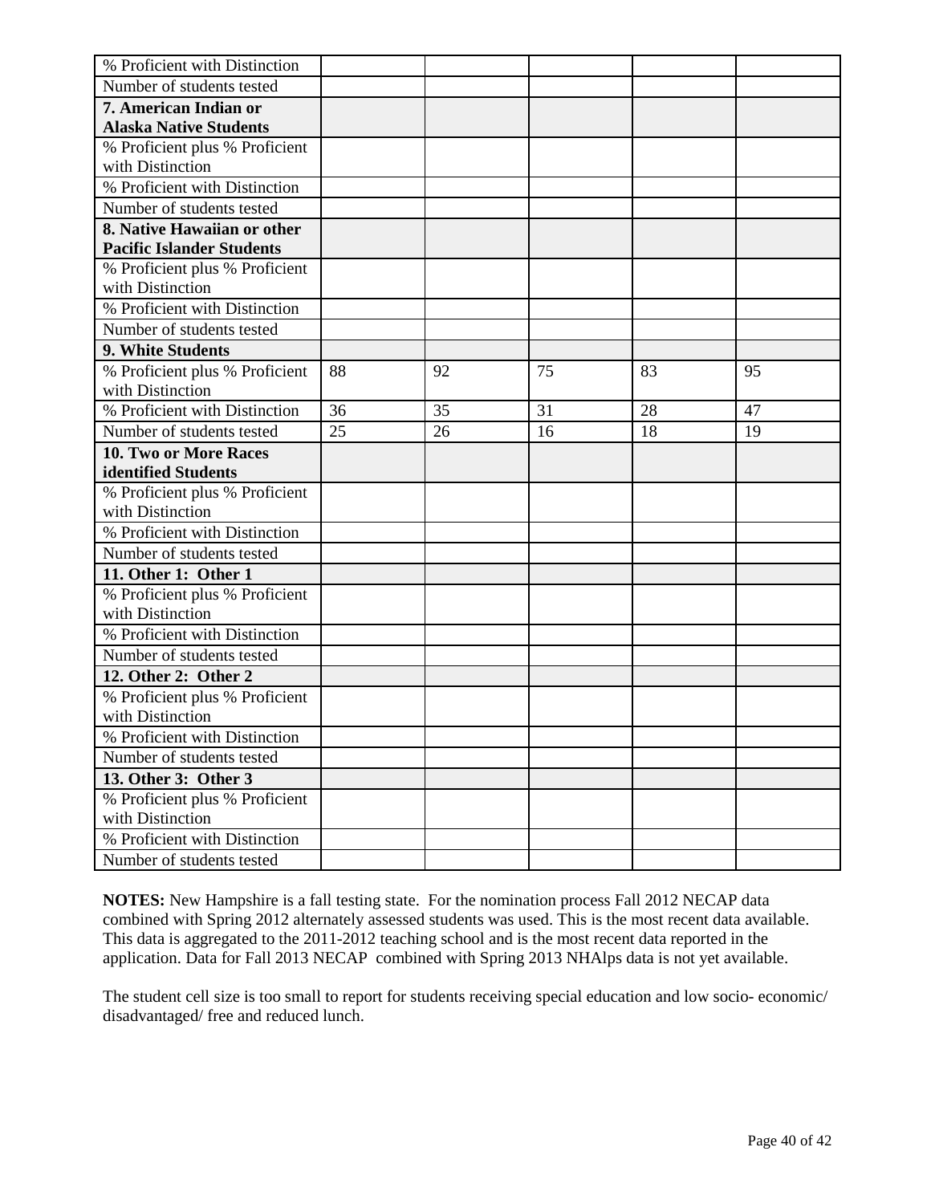| % Proficient with Distinction | | | | | |
|---|---|---|---|---|---|
| Number of students tested | | | | | |
| **7. American Indian or Alaska Native Students** | | | | | |
| % Proficient plus % Proficient with Distinction | | | | | |
| % Proficient with Distinction | | | | | |
| Number of students tested | | | | | |
| **8. Native Hawaiian or other Pacific Islander Students** | | | | | |
| % Proficient plus % Proficient with Distinction | | | | | |
| % Proficient with Distinction | | | | | |
| Number of students tested | | | | | |
| **9. White Students** | | | | | |
| % Proficient plus % Proficient with Distinction | 88 | 92 | 75 | 83 | 95 |
| % Proficient with Distinction | 36 | 35 | 31 | 28 | 47 |
| Number of students tested | 25 | 26 | 16 | 18 | 19 |
| **10. Two or More Races identified Students** | | | | | |
| % Proficient plus % Proficient with Distinction | | | | | |
| % Proficient with Distinction | | | | | |
| Number of students tested | | | | | |
| **11. Other 1: Other 1** | | | | | |
| % Proficient plus % Proficient with Distinction | | | | | |
| % Proficient with Distinction | | | | | |
| Number of students tested | | | | | |
| **12. Other 2: Other 2** | | | | | |
| % Proficient plus % Proficient with Distinction | | | | | |
| % Proficient with Distinction | | | | | |
| Number of students tested | | | | | |
| **13. Other 3: Other 3** | | | | | |
| % Proficient plus % Proficient with Distinction | | | | | |
| % Proficient with Distinction | | | | | |
| Number of students tested | | | | | |

**NOTES:** New Hampshire is a fall testing state. For the nomination process Fall 2012 NECAP data combined with Spring 2012 alternately assessed students was used. This is the most recent data available. This data is aggregated to the 2011-2012 teaching school and is the most recent data reported in the application. Data for Fall 2013 NECAP combined with Spring 2013 NHAlps data is not yet available.

The student cell size is too small to report for students receiving special education and low socio- economic/ disadvantaged/ free and reduced lunch.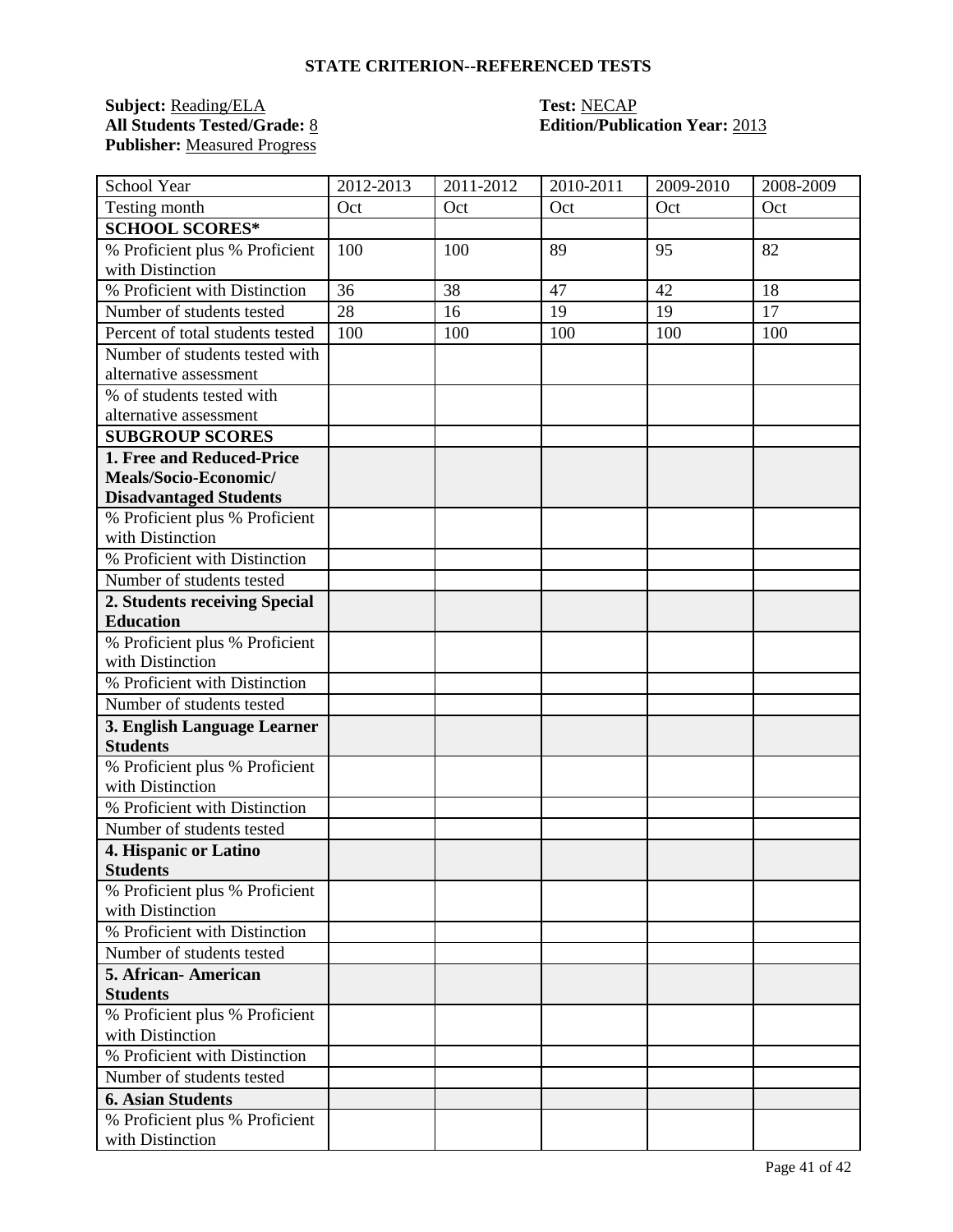## STATE CRITERION--REFERENCED TESTS

**Subject:** Reading/ELA
**All Students Tested/Grade:** 8
**Publisher:** Measured Progress

**Test:** NECAP
**Edition/Publication Year:** 2013

| School Year | 2012-2013 | 2011-2012 | 2010-2011 | 2009-2010 | 2008-2009 |
|---|---|---|---|---|---|
| Testing month | Oct | Oct | Oct | Oct | Oct |
| **SCHOOL SCORES*** | | | | | |
| % Proficient plus % Proficient with Distinction | 100 | 100 | 89 | 95 | 82 |
| % Proficient with Distinction | 36 | 38 | 47 | 42 | 18 |
| Number of students tested | 28 | 16 | 19 | 19 | 17 |
| Percent of total students tested | 100 | 100 | 100 | 100 | 100 |
| Number of students tested with alternative assessment | | | | | |
| % of students tested with alternative assessment | | | | | |
| **SUBGROUP SCORES** | | | | | |
| **1. Free and Reduced-Price Meals/Socio-Economic/ Disadvantaged Students** | | | | | |
| % Proficient plus % Proficient with Distinction | | | | | |
| % Proficient with Distinction | | | | | |
| Number of students tested | | | | | |
| **2. Students receiving Special Education** | | | | | |
| % Proficient plus % Proficient with Distinction | | | | | |
| % Proficient with Distinction | | | | | |
| Number of students tested | | | | | |
| **3. English Language Learner Students** | | | | | |
| % Proficient plus % Proficient with Distinction | | | | | |
| % Proficient with Distinction | | | | | |
| Number of students tested | | | | | |
| **4. Hispanic or Latino Students** | | | | | |
| % Proficient plus % Proficient with Distinction | | | | | |
| % Proficient with Distinction | | | | | |
| Number of students tested | | | | | |
| **5. African- American Students** | | | | | |
| % Proficient plus % Proficient with Distinction | | | | | |
| % Proficient with Distinction | | | | | |
| Number of students tested | | | | | |
| **6. Asian Students** | | | | | |
| % Proficient plus % Proficient with Distinction | | | | | |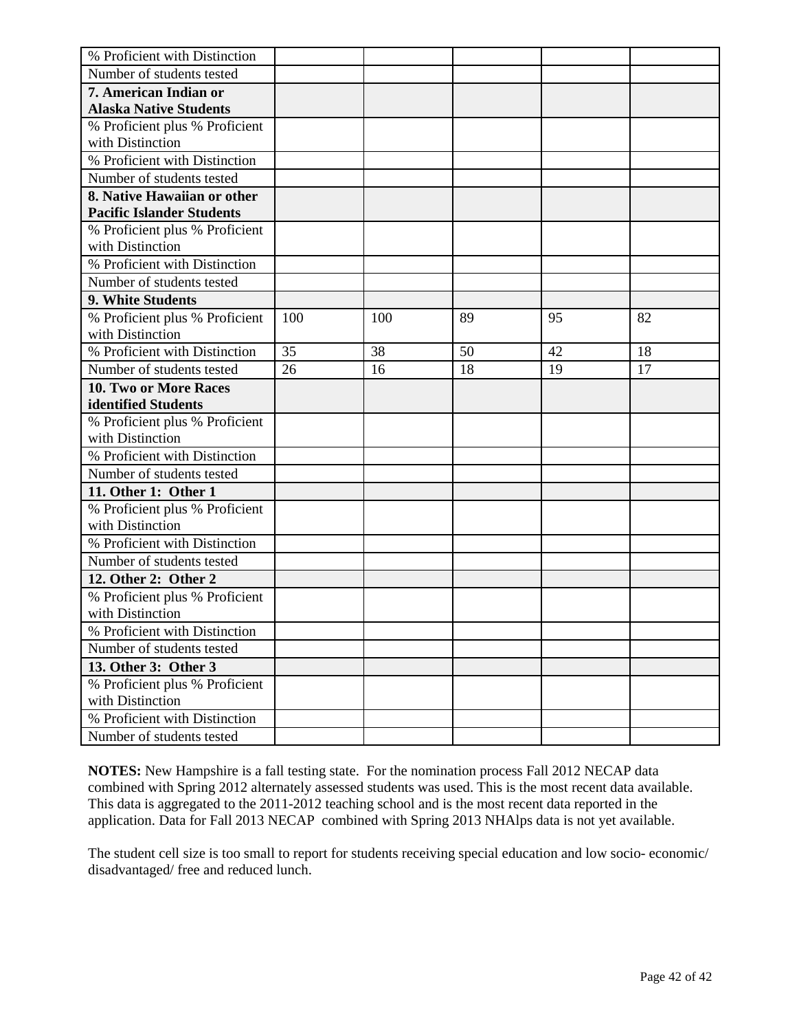| | | | | | |
|---|---|---|---|---|---|
| % Proficient with Distinction | | | | | |
| Number of students tested | | | | | |
| **7. American Indian or Alaska Native Students** | | | | | |
| % Proficient plus % Proficient with Distinction | | | | | |
| % Proficient with Distinction | | | | | |
| Number of students tested | | | | | |
| **8. Native Hawaiian or other Pacific Islander Students** | | | | | |
| % Proficient plus % Proficient with Distinction | | | | | |
| % Proficient with Distinction | | | | | |
| Number of students tested | | | | | |
| **9. White Students** | | | | | |
| % Proficient plus % Proficient with Distinction | 100 | 100 | 89 | 95 | 82 |
| % Proficient with Distinction | 35 | 38 | 50 | 42 | 18 |
| Number of students tested | 26 | 16 | 18 | 19 | 17 |
| **10. Two or More Races identified Students** | | | | | |
| % Proficient plus % Proficient with Distinction | | | | | |
| % Proficient with Distinction | | | | | |
| Number of students tested | | | | | |
| **11. Other 1: Other 1** | | | | | |
| % Proficient plus % Proficient with Distinction | | | | | |
| % Proficient with Distinction | | | | | |
| Number of students tested | | | | | |
| **12. Other 2: Other 2** | | | | | |
| % Proficient plus % Proficient with Distinction | | | | | |
| % Proficient with Distinction | | | | | |
| Number of students tested | | | | | |
| **13. Other 3: Other 3** | | | | | |
| % Proficient plus % Proficient with Distinction | | | | | |
| % Proficient with Distinction | | | | | |
| Number of students tested | | | | | |

**NOTES:** New Hampshire is a fall testing state. For the nomination process Fall 2012 NECAP data combined with Spring 2012 alternately assessed students was used. This is the most recent data available. This data is aggregated to the 2011-2012 teaching school and is the most recent data reported in the application. Data for Fall 2013 NECAP combined with Spring 2013 NHAlps data is not yet available.

The student cell size is too small to report for students receiving special education and low socio- economic/ disadvantaged/ free and reduced lunch.